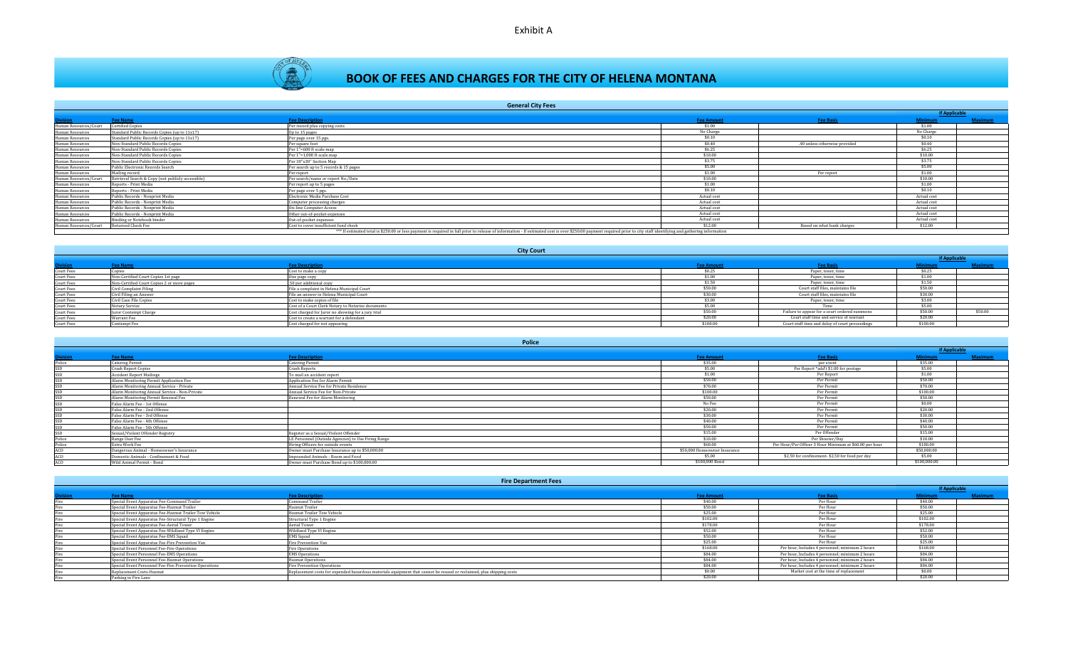Exhibit A

# BOOK OF FEES AND CHARGES FOR THE CITY OF HELENA MONTANA

## General City Fees

| Division | Fee Name | Fee Description | Fee Amount | Fee Basis | If Applicable Minimum | Maximum |
|---|---|---|---|---|---|---|
| Human Resources/Court | Certified Copies | Per record plus copying costs | $1.00 | | $1.00 | |
| Human Resources | Standard Public Records Copies (up to 11x17) | Up to 15 pages | No Charge | | No Charge | |
| Human Resources | Standard Public Records Copies (up to 11x17) | Per page over 15 pgs. | $0.10 | | $0.10 | |
| Human Resources | Non-Standard Public Records Copies | Per square foot | $0.40 | .40 unless otherwise provided | $0.40 | |
| Human Resources | Non-Standard Public Records Copies | Per 1"=600 ft scale map | $6.25 | | $6.25 | |
| Human Resources | Non-Standard Public Records Copies | Per 1"=1,000 ft scale map | $10.00 | | $10.00 | |
| Human Resources | Non-Standard Public Records Copies | Per 30"x30" Section Map | $3.75 | | $3.75 | |
| Human Resources | Public Electronic Records Search | Per search up to 5 records & 15 pages | $5.00 | | $5.00 | |
| Human Resources | Mailing record | Per report | $1.00 | Per report | $1.00 | |
| Human Resources/Court | Retrieval Search & Copy (not publicly accessible) | Per search/name or report No./Date | $10.00 | | $10.00 | |
| Human Resources | Reports - Print Media | Per report up to 5 pages | $1.00 | | $1.00 | |
| Human Resources | Reports - Print Media | Per page over 5 pgs. | $0.10 | | $0.10 | |
| Human Resources | Public Records - Nonprint Media | Electronic Media Purchase Cost | Actual cost | | Actual cost | |
| Human Resources | Public Records - Nonprint Media | Computer processing charges | Actual cost | | Actual cost | |
| Human Resources | Public Records - Nonprint Media | On-line Computer Access | Actual cost | | Actual cost | |
| Human Resources | Public Records - Nonprint Media | Other out-of-pocket expenses | Actual cost | | Actual cost | |
| Human Resources | Binding or Notebook binder | Out-of-pocket expenses | Actual cost | | Actual cost | |
| Human Resources/Court | Returned Check Fee | Cost to cover insufficient fund check | $12.00 | Based on what bank charges | $12.00 | |

*** If estimated total is $250.00 or less payment is required in full prior to release of information - If estimated cost is over $250.00 payment required prior to city staff identifying and gathering information

## City Court

| Division | Fee Name | Fee Description | Fee Amount | Fee Basis | If Applicable Minimum | Maximum |
|---|---|---|---|---|---|---|
| Court Fees | Copies | Cost to make a copy | $0.25 | Paper, toner, time | $0.25 | |
| Court Fees | Non-Certified Court Copies 1st page | One page copy | $1.00 | Paper, toner, time | $1.00 | |
| Court Fees | Non-Certified Court Copies 2 or more pages | .50 per additional copy | $1.50 | Paper, toner, time | $1.50 | |
| Court Fees | Civil Complaint Filing | File a complaint in Helena Municipal Court | $50.00 | Court staff files, maintains file | $50.00 | |
| Court Fees | Civil Filing an Answer | File an answer in Helena Municipal Court | $30.00 | Court staff files, maintains file | $30.00 | |
| Court Fees | Civil Case File Copies | Cost to make copies of file | $3.00 | Paper, toner, time | $3.00 | |
| Court Fees | Notary Service | Cost of a Court Clerk Notary to Notarize documents | $5.00 | Time | $5.00 | |
| Court Fees | Juror Contempt Charge | Cost charged for Juror no showing for a jury trial | $50.00 | Failure to appear for a court ordered summons | $50.00 | $50.00 |
| Court Fees | Warrant Fee | Cost to create a warrant for a defendant | $20.00 | Court staff time and service of warrant | $20.00 | |
| Court Fees | Contempt Fee | Cost charged for not appearing | $100.00 | Court staff time and delay of court proceedings | $100.00 | |

## Police

| Division | Fee Name | Fee Description | Fee Amount | Fee Basis | If Applicable Minimum | Maximum |
|---|---|---|---|---|---|---|
| Police | Catering Permit | Catering Permit | $35.00 | per event | $35.00 | |
| SSD | Crash Report Copies | Crash Reports | $5.00 | Per Report *add'l $1.00 for postage | $5.00 | |
| SSD | Accident Report Mailings | To mail an accident report | $1.00 | Per Report | $1.00 | |
| SSD | Alarm Monitoring Permit Application Fee | Application Fee for Alarm Permit | $50.00 | Per Permit | $50.00 | |
| SSD | Alarm Monitoring Annual Service - Private | Annual Service Fee for Private Residence | $70.00 | Per Permit | $70.00 | |
| SSD | Alarm Monitoring Annual Service - Non-Private | Annual Service Fee for Non-Private | $100.00 | Per Permit | $100.00 | |
| SSD | Alarm Monitoring Permit Renewal Fee | Renewal Fee for Alarm Monitoring | $50.00 | Per Permit | $50.00 | |
| SSD | False Alarm Fee - 1st Offense | | No Fee | Per Permit | $0.00 | |
| SSD | False Alarm Fee - 2nd Offense | | $20.00 | Per Permit | $20.00 | |
| SSD | False Alarm Fee - 3rd Offense | | $30.00 | Per Permit | $30.00 | |
| SSD | False Alarm Fee - 4th Offense | | $40.00 | Per Permit | $40.00 | |
| SSD | False Alarm Fee - 5th Offense | | $50.00 | Per Permit | $50.00 | |
| SSD | Sexual/Violent Offender Registry | Register as a Sexual/Violent Offender | $15.00 | Per Offender | $15.00 | |
| Police | Range User Fee | LE Personnel (Outside Agencies) to Use Firing Range | $10.00 | Per Shooter/Day | $10.00 | |
| Police | Extra Work Fee | Hiring Officers for outside events | $60.00 | Per Hour/Per Officer 3 Hour Minimum at $60.00 per hour | $180.00 | |
| ACO | Dangerous Animal - Homeowner's Insurance | Owner must Purchase Insurance up to $50,000.00 | $50,000 Homeowner Insurance | | $50,000.00 | |
| ACO | Domestic Animals - Confinement & Food | Impounded Animals - Room and Food | $5.00 | $2.50 for confinement- $2.50 for food per day | $5.00 | |
| ACO | Wild Animal Permit - Bond | Owner must Purchase Bond up to $100,000.00 | $100,000 Bond | | $100,000.00 | |

## Fire Department Fees

| Division | Fee Name | Fee Description | Fee Amount | Fee Basis | If Applicable Minimum | Maximum |
|---|---|---|---|---|---|---|
| Fire | Special Event Apparatus Fee-Command Trailer | Command Trailer | $40.00 | Per Hour | $40.00 | |
| Fire | Special Event Apparatus Fee-Hazmat Trailer | Hazmat Trailer | $50.00 | Per Hour | $50.00 | |
| Fire | Special Event Apparatus Fee-Hazmat Trailer Tow Vehicle | Hazmat Trailer Tow Vehicle | $25.00 | Per Hour | $25.00 | |
| Fire | Special Event Apparatus Fee-Structural Type 1 Engine | Structural Type 1 Engine | $102.00 | Per Hour | $102.00 | |
| Fire | Special Event Apparatus Fee-Aerial Tower | Aerial Tower | $178.00 | Per Hour | $178.00 | |
| Fire | Special Event Apparatus Fee-Wildland Type VI Engine | Wildland Type VI Engine | $52.00 | Per Hour | $52.00 | |
| Fire | Special Event Apparatus Fee-EMS Squad | EMS Squad | $50.00 | Per Hour | $50.00 | |
| Fire | Special Event Apparatus Fee-Fire Prevention Van | Fire Prevention Van | $25.00 | Per Hour | $25.00 | |
| Fire | Special Event Personnel Fee-Fire Operations | Fire Operations | $168.00 | Per hour, Includes 4 personnel; minimum 2 hours | $168.00 | |
| Fire | Special Event Personnel Fee-EMS Operations | EMS Operations | $84.00 | Per hour, Includes 4 personnel; minimum 2 hours | $84.00 | |
| Fire | Special Event Personnel Fee-Hazmat Operations | Hazmat Operations | $84.00 | Per hour, Includes 4 personnel; minimum 2 hours | $84.00 | |
| Fire | Special Event Personnel Fee-Fire Prevention Operations | Fire Prevention Operations | $84.00 | Per hour, Includes 4 personnel; minimum 2 hours | $84.00 | |
| Fire | Replacement Costs-Hazmat | Replacement costs for expended hazardous materials equipment that cannot be reused or reclaimed, plus shipping costs | $0.00 | Market cost at the time of replacement | $0.00 | |
| Fire | Parking in Fire Lane | | $20.00 | | $20.00 | |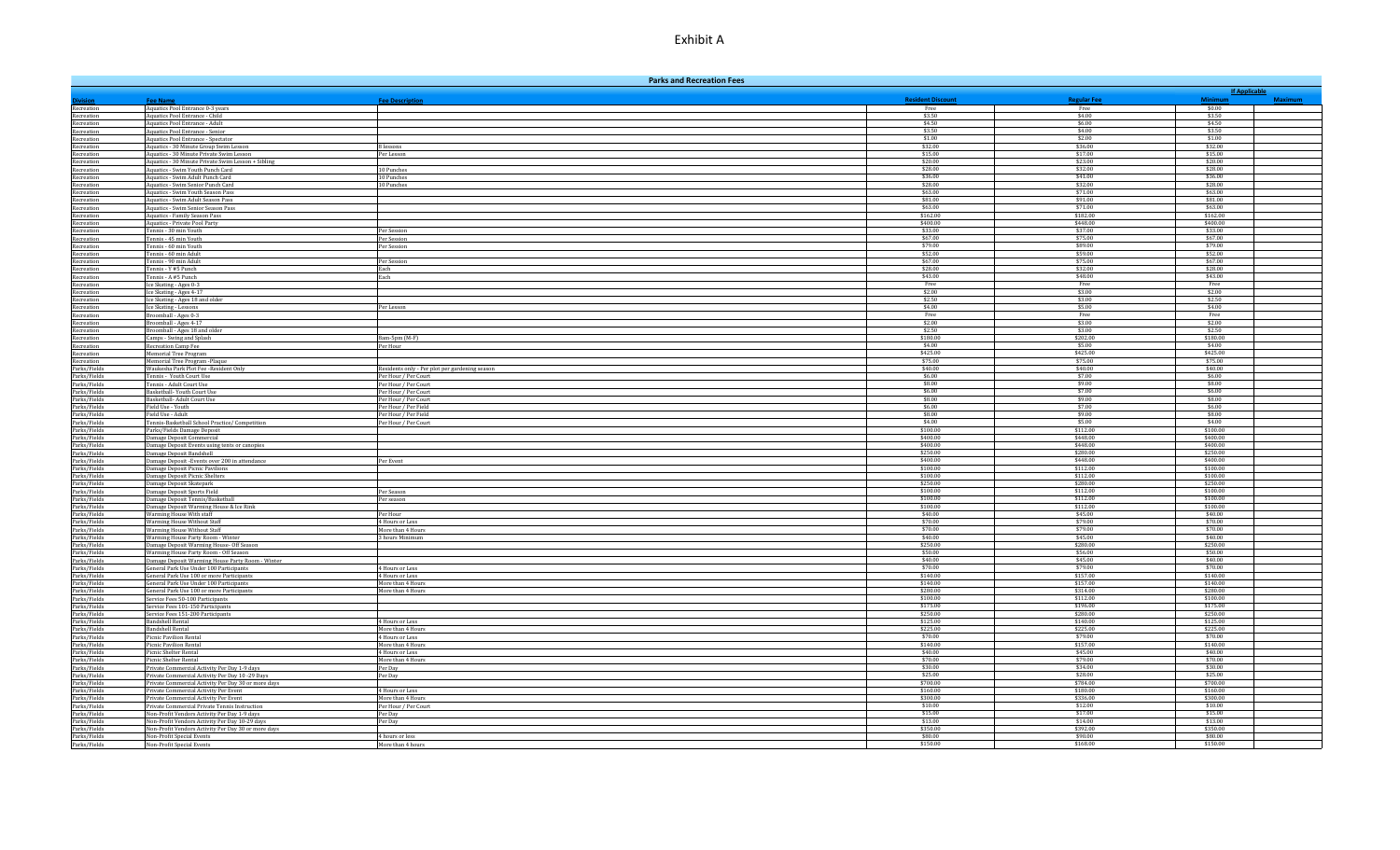# Exhibit A

| Parks and Recreation Fees | | | | | | |
|---|---|---|---|---|---|---|
| | | | | | If Applicable | |
| Division | Fee Name | Fee Description | Resident Discount | Regular Fee | Minimum | Maximum |
| Recreation | Aquatics Pool Entrance 0-3 years | | Free | Free | $0.00 | |
| Recreation | Aquatics Pool Entrance - Child | | $3.50 | $4.00 | $3.50 | |
| Recreation | Aquatics Pool Entrance - Adult | | $4.50 | $6.00 | $4.50 | |
| Recreation | Aquatics Pool Entrance - Senior | | $3.50 | $4.00 | $3.50 | |
| Recreation | Aquatics Pool Entrance - Spectator | | $1.00 | $2.00 | $1.00 | |
| Recreation | Aquatics - 30 Minute Group Swim Lesson | 8 lessons | $32.00 | $36.00 | $32.00 | |
| Recreation | Aquatics - 30 Minute Private Swim Lesson | Per Lesson | $15.00 | $17.00 | $15.00 | |
| Recreation | Aquatics - 30 Minute Private Swim Lesson + Sibling | | $20.00 | $23.00 | $20.00 | |
| Recreation | Aquatics - Swim Youth Punch Card | 10 Punches | $28.00 | $32.00 | $28.00 | |
| Recreation | Aquatics - Swim Adult Punch Card | 10 Punches | $36.00 | $41.00 | $36.00 | |
| Recreation | Aquatics - Swim Senior Punch Card | 10 Punches | $28.00 | $32.00 | $28.00 | |
| Recreation | Aquatics - Swim Youth Season Pass | | $63.00 | $71.00 | $63.00 | |
| Recreation | Aquatics - Swim Adult Season Pass | | $81.00 | $91.00 | $81.00 | |
| Recreation | Aquatics - Swim Senior Season Pass | | $63.00 | $71.00 | $63.00 | |
| Recreation | Aquatics - Family Season Pass | | $162.00 | $182.00 | $162.00 | |
| Recreation | Aquatics - Private Pool Party | | $400.00 | $448.00 | $400.00 | |
| Recreation | Tennis - 30 min Youth | Per Session | $33.00 | $37.00 | $33.00 | |
| Recreation | Tennis - 45 min Youth | Per Session | $67.00 | $75.00 | $67.00 | |
| Recreation | Tennis - 60 min Youth | Per Session | $79.00 | $89.00 | $79.00 | |
| Recreation | Tennis - 60 min Adult | | $52.00 | $59.00 | $52.00 | |
| Recreation | Tennis - 90 min Adult | Per Session | $67.00 | $75.00 | $67.00 | |
| Recreation | Tennis - Y #5 Punch | Each | $28.00 | $32.00 | $28.00 | |
| Recreation | Tennis - A #5 Punch | Each | $43.00 | $48.00 | $43.00 | |
| Recreation | Ice Skating - Ages 0-3 | | Free | Free | Free | |
| Recreation | Ice Skating - Ages 4-17 | | $2.00 | $3.00 | $2.00 | |
| Recreation | Ice Skating - Ages 18 and older | | $2.50 | $3.00 | $2.50 | |
| Recreation | Ice Skating - Lessons | Per Lesson | $4.00 | $5.00 | $4.00 | |
| Recreation | Broomball - Ages 0-3 | | Free | Free | Free | |
| Recreation | Broomball - Ages 4-17 | | $2.00 | $3.00 | $2.00 | |
| Recreation | Broomball - Ages 18 and older | | $2.50 | $3.00 | $2.50 | |
| Recreation | Camps - Swing and Splash | 8am-5pm (M-F) | $180.00 | $202.00 | $180.00 | |
| Recreation | Recreation Camp Fee | Per Hour | $4.00 | $5.00 | $4.00 | |
| Recreation | Memorial Tree Program | | $425.00 | $425.00 | $425.00 | |
| Recreation | Memorial Tree Program -Plaque | | $75.00 | $75.00 | $75.00 | |
| Parks/Fields | Waukesha Park Plot Fee -Resident Only | Residents only - Per plot per gardening season | $40.00 | $40.00 | $40.00 | |
| Parks/Fields | Tennis - Youth Court Use | Per Hour / Per Court | $6.00 | $7.00 | $6.00 | |
| Parks/Fields | Tennis - Adult Court Use | Per Hour / Per Court | $8.00 | $9.00 | $8.00 | |
| Parks/Fields | Basketball- Youth Court Use | Per Hour / Per Court | $6.00 | $7.00 | $6.00 | |
| Parks/Fields | Basketball- Adult Court Use | Per Hour / Per Court | $8.00 | $9.00 | $8.00 | |
| Parks/Fields | Field Use - Youth | Per Hour / Per Field | $6.00 | $7.00 | $6.00 | |
| Parks/Fields | Field Use - Adult | Per Hour / Per Field | $8.00 | $9.00 | $8.00 | |
| Parks/Fields | Tennis-Basketball School Practice/ Competition | Per Hour / Per Court | $4.00 | $5.00 | $4.00 | |
| Parks/Fields | Parks/Fields Damage Deposit | | $100.00 | $112.00 | $100.00 | |
| Parks/Fields | Damage Deposit Commercial | | $400.00 | $448.00 | $400.00 | |
| Parks/Fields | Damage Deposit Events using tents or canopies | | $400.00 | $448.00 | $400.00 | |
| Parks/Fields | Damage Deposit Bandshell | | $250.00 | $280.00 | $250.00 | |
| Parks/Fields | Damage Deposit -Events over 200 in attendance | Per Event | $400.00 | $448.00 | $400.00 | |
| Parks/Fields | Damage Deposit Picnic Pavilions | | $100.00 | $112.00 | $100.00 | |
| Parks/Fields | Damage Deposit Picnic Shelters | | $100.00 | $112.00 | $100.00 | |
| Parks/Fields | Damage Deposit Skatepark | | $250.00 | $280.00 | $250.00 | |
| Parks/Fields | Damage Deposit Sports Field | Per Season | $100.00 | $112.00 | $100.00 | |
| Parks/Fields | Damage Deposit Tennis/Basketball | Per season | $100.00 | $112.00 | $100.00 | |
| Parks/Fields | Damage Deposit Warming House & Ice Rink | | $100.00 | $112.00 | $100.00 | |
| Parks/Fields | Warming House With staff | Per Hour | $40.00 | $45.00 | $40.00 | |
| Parks/Fields | Warming House Without Staff | 4 Hours or Less | $70.00 | $79.00 | $70.00 | |
| Parks/Fields | Warming House Without Staff | More than 4 Hours | $70.00 | $79.00 | $70.00 | |
| Parks/Fields | Warming House Party Room - Winter | 3 hours Minimum | $40.00 | $45.00 | $40.00 | |
| Parks/Fields | Damage Deposit Warming House- Off Season | | $250.00 | $280.00 | $250.00 | |
| Parks/Fields | Warming House Party Room - Off Season | | $50.00 | $56.00 | $50.00 | |
| Parks/Fields | Damage Deposit Warming House Party Room - Winter | | $40.00 | $45.00 | $40.00 | |
| Parks/Fields | General Park Use Under 100 Participants | 4 Hours or Less | $70.00 | $79.00 | $70.00 | |
| Parks/Fields | General Park Use 100 or more Participants | 4 Hours or Less | $140.00 | $157.00 | $140.00 | |
| Parks/Fields | General Park Use Under 100 Participants | More than 4 Hours | $140.00 | $157.00 | $140.00 | |
| Parks/Fields | General Park Use 100 or more Participants | More than 4 Hours | $280.00 | $314.00 | $280.00 | |
| Parks/Fields | Service Fees 50-100 Participants | | $100.00 | $112.00 | $100.00 | |
| Parks/Fields | Service Fees 101-150 Participants | | $175.00 | $196.00 | $175.00 | |
| Parks/Fields | Service Fees 151-200 Participants | | $250.00 | $280.00 | $250.00 | |
| Parks/Fields | Bandshell Rental | 4 Hours or Less | $125.00 | $140.00 | $125.00 | |
| Parks/Fields | Bandshell Rental | More than 4 Hours | $225.00 | $225.00 | $225.00 | |
| Parks/Fields | Picnic Pavilion Rental | 4 Hours or Less | $70.00 | $79.00 | $70.00 | |
| Parks/Fields | Picnic Pavilion Rental | More than 4 Hours | $140.00 | $157.00 | $140.00 | |
| Parks/Fields | Picnic Shelter Rental | 4 Hours or Less | $40.00 | $45.00 | $40.00 | |
| Parks/Fields | Picnic Shelter Rental | More than 4 Hours | $70.00 | $79.00 | $70.00 | |
| Parks/Fields | Private Commercial Activity Per Day 1-9 days | Per Day | $30.00 | $34.00 | $30.00 | |
| Parks/Fields | Private Commercial Activity Per Day 10 -29 Days | Per Day | $25.00 | $28.00 | $25.00 | |
| Parks/Fields | Private Commercial Activity Per Day 30 or more days | | $700.00 | $784.00 | $700.00 | |
| Parks/Fields | Private Commercial Activity Per Event | 4 Hours or Less | $160.00 | $180.00 | $160.00 | |
| Parks/Fields | Private Commercial Activity Per Event | More than 4 Hours | $300.00 | $336.00 | $300.00 | |
| Parks/Fields | Private Commercial Private Tennis Instruction | Per Hour / Per Court | $10.00 | $12.00 | $10.00 | |
| Parks/Fields | Non-Profit Vendors Activity Per Day 1-9 days | Per Day | $15.00 | $17.00 | $15.00 | |
| Parks/Fields | Non-Profit Vendors Activity Per Day 10-29 days | Per Day | $13.00 | $14.00 | $13.00 | |
| Parks/Fields | Non-Profit Vendors Activity Per Day 30 or more days | | $350.00 | $392.00 | $350.00 | |
| Parks/Fields | Non-Profit Special Events | 4 hours or less | $80.00 | $90.00 | $80.00 | |
| Parks/Fields | Non-Profit Special Events | More than 4 hours | $150.00 | $168.00 | $150.00 | |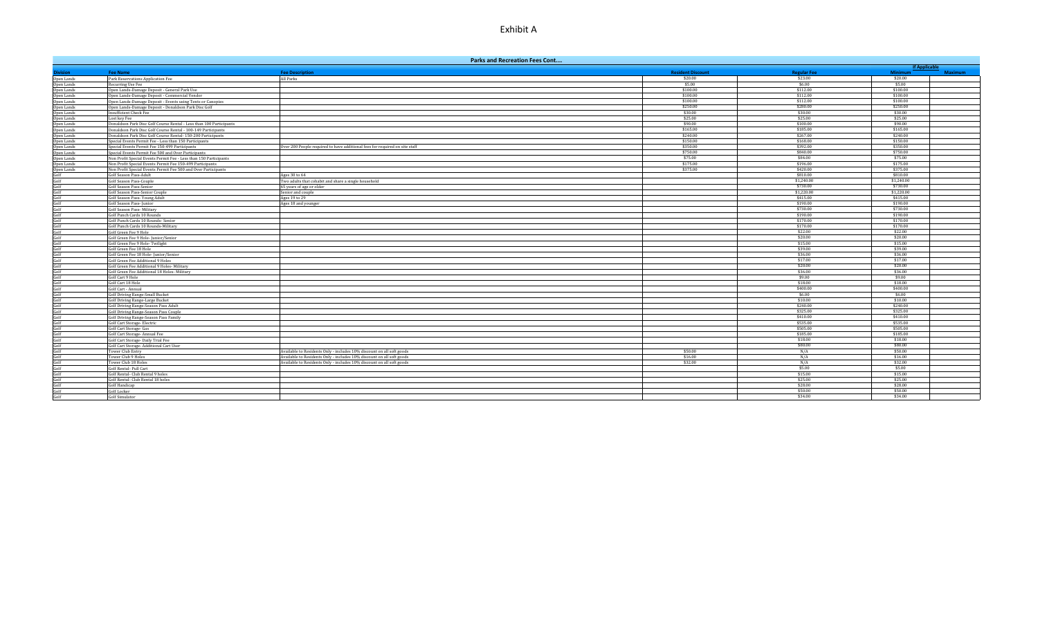# Exhibit A

| Parks and Recreation Fees Cont.... | | | | | | |
|---|---|---|---|---|---|---|
| | | | | | If Applicable | |
| Division | Fee Name | Fee Description | Resident Discount | Regular Fee | Minimum | Maximum |
| Open Lands | Park Reservations Application Fee | All Parks | $20.00 | $23.00 | $20.00 | |
| Open Lands | Recurring Use Fee | | $5.00 | $6.00 | $5.00 | |
| Open Lands | Open Lands-Damage Deposit - General Park Use | | $100.00 | $112.00 | $100.00 | |
| Open Lands | Open Lands-Damage Deposit - Commercial Vendor | | $100.00 | $112.00 | $100.00 | |
| Open Lands | Open Lands-Damage Deposit - Events using Tents or Canopies | | $100.00 | $112.00 | $100.00 | |
| Open Lands | Open Lands-Damage Deposit - Donaldson Park Disc Golf | | $250.00 | $280.00 | $250.00 | |
| Open Lands | Insufficient Check Fee | | $30.00 | $30.00 | $30.00 | |
| Open Lands | Lost key Fee | | $25.00 | $25.00 | $25.00 | |
| Open Lands | Donaldson Park Disc Golf Course Rental - Less than 100 Participants | | $90.00 | $100.00 | $90.00 | |
| Open Lands | Donaldson Park Disc Golf Course Rental - 100-149 Participants | | $165.00 | $185.00 | $165.00 | |
| Open Lands | Donaldson Park Disc Golf Course Rental - 150-200 Participants | | $240.00 | $267.00 | $240.00 | |
| Open Lands | Special Events Permit Fee - Less than 150 Participants | | $150.00 | $168.00 | $150.00 | |
| Open Lands | Special Events Permit Fee 150-499 Participants | Over 200 People required to have additional fees for required on site staff | $350.00 | $392.00 | $350.00 | |
| Open Lands | Special Events Permit Fee 500 and Over Participants | | $750.00 | $840.00 | $750.00 | |
| Open Lands | Non Profit Special Events Permit Fee - Less than 150 Participants | | $75.00 | $84.00 | $75.00 | |
| Open Lands | Non Profit Special Events Permit Fee 150-499 Participants | | $175.00 | $196.00 | $175.00 | |
| Open Lands | Non Profit Special Events Permit Fee 500 and Over Participants | | $375.00 | $420.00 | $375.00 | |
| Golf | Golf Season Pass-Adult | Ages 30 to 64 | | $810.00 | $810.00 | |
| Golf | Golf Season Pass-Couple | Two adults that cohabit and share a single household | | $1,240.00 | $1,240.00 | |
| Golf | Golf Season Pass-Senior | 65 years of age or older | | $730.00 | $730.00 | |
| Golf | Golf Season Pass-Senior Couple | Senior and couple | | $1,220.00 | $1,220.00 | |
| Golf | Golf Season Pass- Young Adult | Ages 19 to 29 | | $415.00 | $415.00 | |
| Golf | Golf Season Pass- Junior | Ages 18 and younger | | $190.00 | $190.00 | |
| Golf | Golf Season Pass- Military | | | $730.00 | $730.00 | |
| Golf | Golf Punch Cards 10 Rounds | | | $190.00 | $190.00 | |
| Golf | Golf Punch Cards 10 Rounds- Senior | | | $170.00 | $170.00 | |
| Golf | Golf Punch Cards 10 Rounds-Military | | | $170.00 | $170.00 | |
| Golf | Golf Green Fee 9 Hole | | | $22.00 | $22.00 | |
| Golf | Golf Green Fee 9 Hole- Junior/Senior | | | $20.00 | $20.00 | |
| Golf | Golf Green Fee 9 Hole- Twilight | | | $15.00 | $15.00 | |
| Golf | Golf Green Fee 18 Hole | | | $39.00 | $39.00 | |
| Golf | Golf Green Fee 18 Hole- Junior/Senior | | | $36.00 | $36.00 | |
| Golf | Golf Green Fee Additional 9 Holes | | | $17.00 | $17.00 | |
| Golf | Golf Green Fee Additional 9 Holes- Military | | | $20.00 | $20.00 | |
| Golf | Golf Green Fee Additional 18 Holes- Military | | | $36.00 | $36.00 | |
| Golf | Golf Cart 9 Hole | | | $9.00 | $9.00 | |
| Golf | Golf Cart 18 Hole | | | $18.00 | $18.00 | |
| Golf | Golf Cart - Annual | | | $400.00 | $400.00 | |
| Golf | Golf Driving Range-Small Bucket | | | $6.00 | $6.00 | |
| Golf | Golf Driving Range-Large Bucket | | | $10.00 | $10.00 | |
| Golf | Golf Driving Range-Season Pass Adult | | | $240.00 | $240.00 | |
| Golf | Golf Driving Range-Season Pass Couple | | | $325.00 | $325.00 | |
| Golf | Golf Driving Range-Season Pass Family | | | $410.00 | $410.00 | |
| Golf | Golf Cart Storage- Electric | | | $535.00 | $535.00 | |
| Golf | Golf Cart Storage- Gas | | | $505.00 | $505.00 | |
| Golf | Golf Cart Storage- Annual Fee | | | $185.00 | $185.00 | |
| Golf | Golf Cart Storage- Daily Trial Fee | | | $18.00 | $18.00 | |
| Golf | Golf Cart Storage- Additional Cart User | | | $80.00 | $80.00 | |
| Golf | Tower Club Entry | Available to Residents Only - includes 10% discount on all soft goods | $50.00 | N/A | $50.00 | |
| Golf | Tower Club 9 Holes | Available to Residents Only - includes 10% discount on all soft goods | $16.00 | N/A | $16.00 | |
| Golf | Tower Club 18 Holes | Available to Residents Only - includes 10% discount on all soft goods | $32.00 | N/A | $32.00 | |
| Golf | Golf Rental- Pull Cart | | | $5.00 | $5.00 | |
| Golf | Golf Rental- Club Rental 9 holes | | | $15.00 | $15.00 | |
| Golf | Golf Rental- Club Rental 18 holes | | | $25.00 | $25.00 | |
| Golf | Golf Handicap | | | $28.00 | $28.00 | |
| Golf | Golf Locker | | | $50.00 | $50.00 | |
| Golf | Golf Simulator | | | $34.00 | $34.00 | |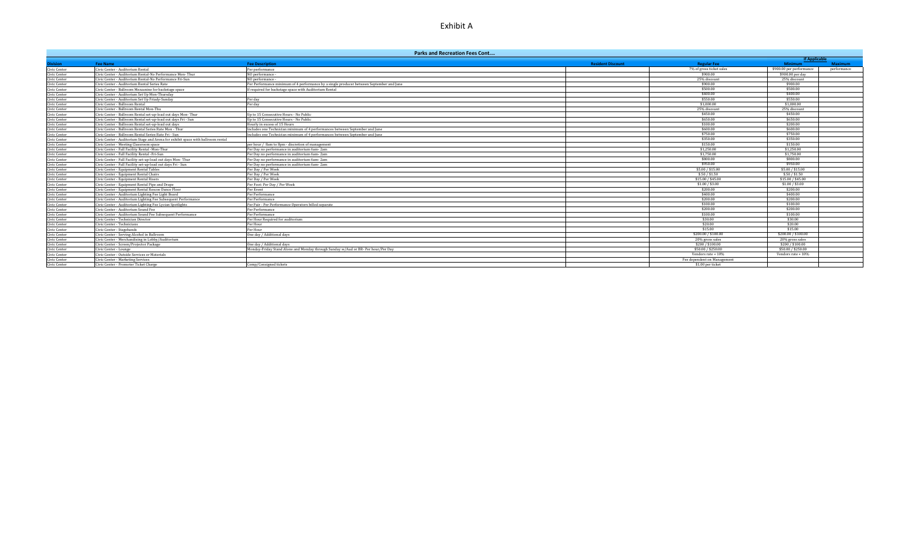# Exhibit A

| Parks and Recreation Fees Cont.... | | | | | | |
|---|---|---|---|---|---|---|
| | | | | | If Applicable | |
| **Division** | **Fee Name** | **Fee Description** | **Resident Discount** | **Regular Fee** | **Minimum** | **Maximum** |
| Civic Center | Civic Center - Auditorium Rental | Per performance | | 7% of gross ticket sales | $900.00 per performance | performance |
| Civic Center | Civic Center - Auditorium Rental-No Performance Mon- Thur | NO performance - | | $900.00 | $900.00 per day | |
| Civic Center | Civic Center - Auditorium Rental-No Performance Fri-Sun | NO performance - | | 25% discount | 25% discount | |
| Civic Center | Civic Center - Auditorium Rental Series Rate | Per Performance minimum of 4 performance by a single producer between September and June | | $900.00 | $900.00 | |
| Civic Center | Civic Center - Ballroom Mezzanine for backstage space | If required for backstage space with Auditorium Rental | | $500.00 | $500.00 | |
| Civic Center | Civic Center - Auditorium Set Up Mon-Thursday | | | $400.00 | $400.00 | |
| Civic Center | Civic Center - Auditorium Set Up Friady-Sunday | Per day | | $550.00 | $550.00 | |
| Civic Center | Civic Center - Ballroom Rental | Per day | | $1,000.00 | $1,000.00 | |
| Civic Center | Civic Center - Ballroom Rental Mon-Thu | | | 25% discount | 25% discount | |
| Civic Center | Civic Center - Ballroom Rental set-up-load out days Mon- Thur | Up to 15 Consecutive Hours - No Public | | $450.00 | $450.00 | |
| Civic Center | Civic Center - Ballroom Rental set-up-load out days Fri - Sun | Up to 15 Consecutive Hours - No Public | | $650.00 | $650.00 | |
| Civic Center | Civic Center - Ballroom Rental set-up-load out days | Hourly in excess of 15 Hours | | $100.00 | $200.00 | |
| Civic Center | Civic Center - Ballroom Rental Series Rate Mon - Thur | Includes one Technician minimum of 4 performances between September and June | | $600.00 | $600.00 | |
| Civic Center | Civic Center - Ballroom Rental Series Rate Fri - Sun | Includes one Technician minimum of 4 performances between September and June | | $750.00 | $750.00 | |
| Civic Center | Civic Center - Auditorium Stage and Arena for exhibit space with ballroom rental | | | $350.00 | $350.00 | |
| Civic Center | Civic Center - Meeting Classroom space | per hour / 8am to 8pm - discretion of management | | $150.00 | $150.00 | |
| Civic Center | Civic Center - Full Facility Rental -Mon-Thur | Per Day no performance in auditorium 6am- 2am | | $1,250.00 | $1,250.00 | |
| Civic Center | Civic Center - Full Facility Rental -Fri-Sun | Per Day no performance in auditorium 6am- 2am | | $1,750.00 | $1,750.00 | |
| Civic Center | Civic Center - Full Facility set-up-load out days Mon- Thur | Per Day no performance in auditorium 6am- 2am | | $800.00 | $800.00 | |
| Civic Center | Civic Center - Full Facility set-up-load out days Fri - Sun | Per Day no performance in auditorium 6am- 2am | | $950.00 | $950.00 | |
| Civic Center | Civic Center - Equipment Rental Tables | Per Day / Per Week | | $5.00 / $15.00 | $5.00 / $15.00 | |
| Civic Center | Civic Center - Equipment Rental Chairs | Per Day / Per Week | | $.50 / $1.50 | $.50 / $1.50 | |
| Civic Center | Civic Center - Equipment Rental Risers | Per Day / Per Week | | $15.00 / $45.00 | $15.00 / $45.00 | |
| Civic Center | Civic Center - Equipment Rental Pipe and Drape | Per Foot: Per Day / Per Week | | $1.00 / $3.00 | $1.00 / $3.00 | |
| Civic Center | Civic Center - Equipment Rental Roscoe Dance Floor | Per Event | | $200.00 | $200.00 | |
| Civic Center | Civic Center - Auditorium Lighting Fee Light Board | Per Performance | | $400.00 | $400.00 | |
| Civic Center | Civic Center - Auditorium Lighting Fee Subsequent Performance | Per Performance | | $200.00 | $200.00 | |
| Civic Center | Civic Center - Auditorium Lighting Fee Lycian Spotlights | Per Pair - Per Performance Operators billed separate | | $100.00 | $100.00 | |
| Civic Center | Civic Center - Auditorium Sound Fee | Per Performance | | $200.00 | $200.00 | |
| Civic Center | Civic Center - Auditorium Sound Fee Subsequent Performance | Per Performance | | $100.00 | $100.00 | |
| Civic Center | Civic Center - Technician Director | Per Hour Required for auditorium | | $30.00 | $30.00 | |
| Civic Center | Civic Center - Technicians | Per Hour | | $20.00 | $20.00 | |
| Civic Center | Civic Center - Stagehands | Per Hour | | $15.00 | $15.00 | |
| Civic Center | Civic Center - Serving Alcohol in Ballroom | One day / Additional days | | $200.00 / $100.00 | $200.00 / $100.00 | |
| Civic Center | Civic Center - Merchandising in Lobby/Auditorium | | | 20% gross sales | 20% gross sales | |
| Civic Center | Civic Center - Screen/Projector Package | One day / Additional days | | $200 / $100.00 | $200 / $100.00 | |
| Civic Center | Civic Center - Lounge | Monday-Friday Stand Alone and Monday through Sunday w/Aud or BR- Per hour/Per Day | | $50.00 / $250.00 | $50.00 / $250.00 | |
| Civic Center | Civic Center - Outside Services or Materials | | | Vendors rate + 10% | Vendors rate + 10% | |
| Civic Center | Civic Center - Marketing Services | | | Fee dependent on Management | | |
| Civic Center | Civic Center - Promoter Ticket Charge | Comp/Consigned tickets | | $1.00 per ticket | | |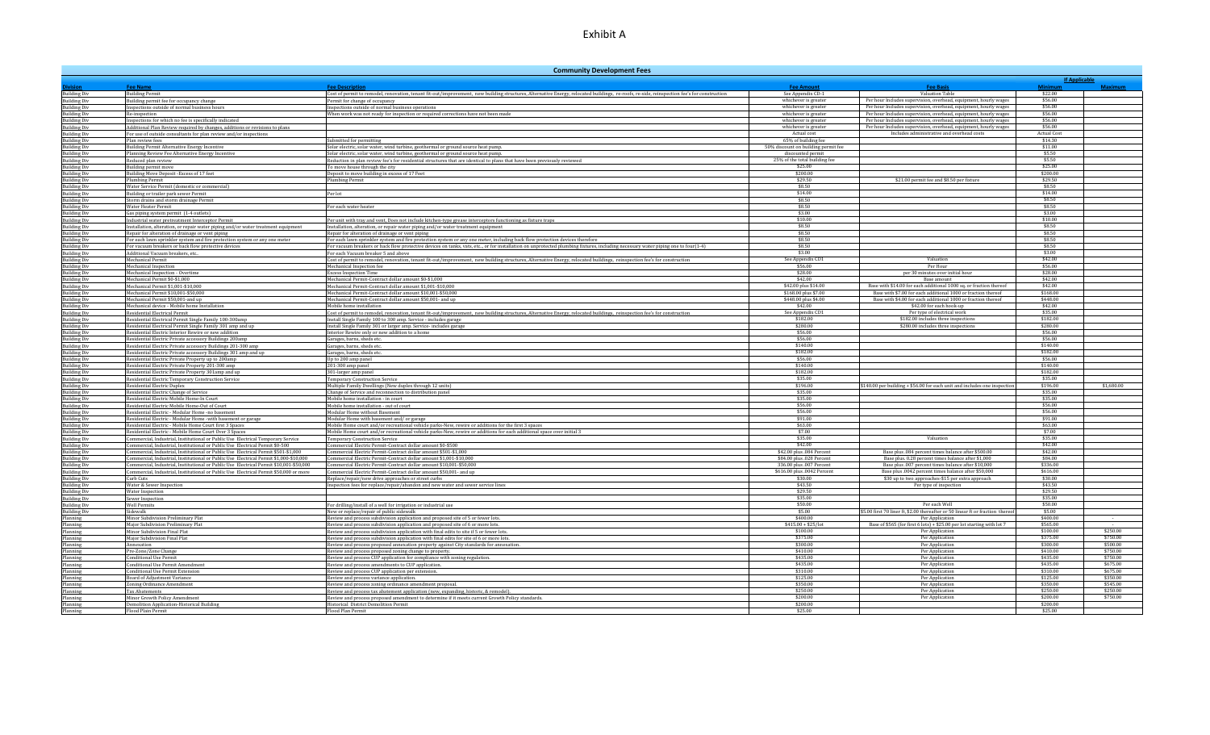# Exhibit A

| Community Development Fees | | | | | | |
|---|---|---|---|---|---|---|
| | | | | | If Applicable | |
| Division | Fee Name | Fee Description | Fee Amount | Fee Basis | Minimum | Maximum |
| Building Div | Building Permit | Cost of permit to remodel, renovation, tenant fit-out/improvement, new building structures, Alternative Energy, relocated buildings, re-roofs, re-side, reinspection fee's for construction | See Appendix CD-1 | Valuation Table | $22.00 | |
| Building Div | Building permit fee for occupancy change | Permit for change of occupancy | whichever is greater | Per hour Includes supervision, overhead, equipment, hourly wages | $56.00 | |
| Building Div | Inspections outside of normal business hours | Inspections outside of normal business operations | whichever is greater | Per hour Includes supervision, overhead, equipment, hourly wages | $56.00 | |
| Building Div | Re-inspection | When work was not ready for inspection or required corrections have not been made | whichever is greater | Per hour Includes supervision, overhead, equipment, hourly wages | $56.00 | |
| Building Div | Inspections for which no fee is specifically indicated | | whichever is greater | Per hour Includes supervision, overhead, equipment, hourly wages | $56.00 | |
| Building Div | Additional Plan Review required by changes, additions or revisions to plans | | whichever is greater | Per hour Includes supervision, overhead, equipment, hourly wages | $56.00 | |
| Building Div | For use of outside consultants for plan review and/or inspections | | Actual cost | Includes administrative and overhead costs | Actual Cost | |
| Building Div | Plan review fees | Submitted for permitting | 65% of building fee | | $14.30 | |
| Building Div | Building Permit Alternative Energy Incentive | Solar electric, solar water, wind turbine, geothermal or ground source heat pump. | 50% discount on building permit fee | | $11.00 | |
| Building Div | Planning Review Fee Alternative Energy Incentive | Solar electric, solar water, wind turbine, geothermal or ground source heat pump. | discounted permit | | $3.50 | |
| Building Div | Reduced plan review | Reduction in plan review fee's for residential structures that are identical to plans that have been previously reviewed | 25% of the total building fee | | $3.50 | |
| Building Div | Building permit moves | To move house through the city | $25.00 | | $25.00 | |
| Building Div | Building Move Deposit -Excess of 17 feet | Deposit to move building in excess of 17 Feet | $200.00 | | $200.00 | |
| Building Div | Plumbing Permit | Plumbing Permit | $29.50 | $21.00 permit fee and $8.50 per fixture | $29.50 | |
| Building Div | Water Service Permit (domestic or commercial) | | $8.50 | | $8.50 | |
| Building Div | Building or trailer park sewer Permit | Per lot | $14.00 | | $14.00 | |
| Building Div | Storm drains and storm drainage Permit | | $8.50 | | $8.50 | |
| Building Div | Water Heater Permit | For each water heater | $8.50 | | $8.50 | |
| Building Div | Gas piping system permit (1-4 outlets) | | $3.00 | | $3.00 | |
| Building Div | Industrial water pretreatment Interceptor Permit | Per unit with tray and vent, Does not include kitchen-type grease interceptors functioning as fixture traps | $10.00 | | $10.00 | |
| Building Div | Installation, alteration, or repair water piping and/or water treatment equipment | Installation, alteration, or repair water piping and/or water treatment equipment | $8.50 | | $8.50 | |
| Building Div | Repair for alteration of drainage or vent piping | Repair for alteration of drainage or vent piping | $8.50 | | $8.50 | |
| Building Div | For each lawn sprinkler system and fire protection system or any one meter | For each lawn sprinkler system and fire protection system or any one meter, including back flow protection devices therefore | $8.50 | | $8.50 | |
| Building Div | For vacuum breakers or back flow protective devices | For vacuum breakers or back flow protective devices on tanks, vats, etc., or for installation on unprotected plumbing fixtures, including necessary water piping one to four(1-4) | $8.50 | | $8.50 | |
| Building Div | Additional Vacuum breakers, etc.. | For each Vacuum breaker 5 and above | $3.00 | | $3.00 | |
| Building Div | Mechanical Permit | Cost of permit to remodel, renovation, tenant fit-out/improvement, new building structures, Alternative Energy, relocated buildings, reinspection fee's for construction | See Appendix CD1 | Valuation | $42.00 | |
| Building Div | Mechanical Inspection | Mechanical Inspection fee | $56.00 | Per Hour | $56.00 | |
| Building Div | Mechanical Inspection - Overtime | Excess Inspection Time | $28.00 | per 30 minutes over initial hour | $28.00 | |
| Building Div | Mechanical Permit $0-$1,000 | Mechanical Permit-Contract dollar amount $0-$1,000 | $42.00 | Base amount | $42.00 | |
| Building Div | Mechanical Permit $1,001-$10,000 | Mechanical Permit-Contract dollar amount $1,001-$10,000 | $42.00 plus $14.00 | Base with $14.00 for each additional 1000 sq. or fraction thereof | $42.00 | |
| Building Div | Mechanical Permit $10,001-$50,000 | Mechanical Permit-Contract dollar amount $10,001-$50,000 | $168.00 plus $7.00 | Base with $7.00 for each additional 1000 or fraction thereof | $168.00 | |
| Building Div | Mechanical Permit $50,001-and up | Mechanical Permit-Contract dollar amount $50,001- and up | $448.00 plus $4.00 | Base with $4.00 for each additional 1000 or fraction thereof | $448.00 | |
| Building Div | Mechanical device - Mobile home Installation | Mobile home installation | $42.00 | $42.00 for each hook-up | $42.00 | |
| Building Div | Residential Electrical Permit | Cost of permit to remodel, renovation, tenant fit-out/improvement, new building structures, Alternative Energy, relocated buildings, reinspection fee's for construction | See Appendix CD1 | Per type of electrical work | $35.00 | |
| Building Div | Residential Electrical Permit Single Family 100-300amp | Install Single Family 100 to 300 amp. Service - includes garage | $182.00 | $182.00 includes three inspections | $182.00 | |
| Building Div | Residential Electrical Permit Single Family 301 amp and up | Install Single Family 301 or larger amp. Service- includes garage | $280.00 | $280.00 includes three inspections | $280.00 | |
| Building Div | Residential Electrical Interior Rewire or new addition | Interior Rewire only or new addition to a home | $56.00 | | $56.00 | |
| Building Div | Residential Electrical Private accessory Buildings 200amp | Garages, barns, sheds etc. | $56.00 | | $56.00 | |
| Building Div | Residential Electrical Private accessory Buildings 201-300 amp | Garages, barns, sheds etc. | $140.00 | | $140.00 | |
| Building Div | Residential Electrical Private accessory Buildings 301 amp and up | Garages, barns, sheds etc. | $182.00 | | $182.00 | |
| Building Div | Residential Electrical Private Property up to 200amp | Up to 200 amp panel | $56.00 | | $56.00 | |
| Building Div | Residential Electrical Private Property 201-300 amp | 201-300 amp panel | $140.00 | | $140.00 | |
| Building Div | Residential Electrical Private Property 301amp and up | 301-larger amp panel | $182.00 | | $182.00 | |
| Building Div | Residential Electrical Temporary Construction Service | Temporary Construction Service | $35.00 | | $35.00 | |
| Building Div | Residential Electrical Duplex | Multiple Family Dwellings (New duplex through 12 units) | $196.00 | $140.00 per building + $56.00 for each unit and includes one inspection | $196.00 | $1,680.00 |
| Building Div | Residential Electrical Change of Service | Change of Service and reconnection to distribution panel | $35.00 | | $35.00 | |
| Building Div | Residential Electrical Mobile Home-In Court | Mobile home installation - in court | $35.00 | | $35.00 | |
| Building Div | Residential Electrical Mobile Home-Out of Court | Mobile home installation - out of court | $56.00 | | $56.00 | |
| Building Div | Residential Electric - Modular Home -no basement | Modular Home without Basement | $56.00 | | $56.00 | |
| Building Div | Residential Electric - Modular Home -with basement or garage | Modular Home with basement and/ or garage | $91.00 | | $91.00 | |
| Building Div | Residential Electric - Mobile Home Court first 3 Spaces | Mobile Home court and/or recreational vehicle parks-New, rewire or additions for the first 3 spaces | $63.00 | | $63.00 | |
| Building Div | Residential Electric - Mobile Home Court Over 3 Spaces | Mobile Home court and/or recreational vehicle parks-New, rewire or additions for each additional space over initial 3 | $7.00 | | $7.00 | |
| Building Div | Commercial, Industrial, Institutional or Public Use Electrical Temporary Service | Temporary Construction Service | $35.00 | Valuation | $35.00 | |
| Building Div | Commercial, Industrial, Institutional or Public Use Electrical Permit $0-500 | Commercial Electric Permit-Contract dollar amount $0-$500 | $42.00 | | $42.00 | |
| Building Div | Commercial, Industrial, Institutional or Public Use Electrical Permit $501-$1,000 | Commercial Electric Permit-Contract dollar amount $501-$1,000 | $42.00 plus .084 Percent | Base plus .084 percent times balance after $500.00 | $42.00 | |
| Building Div | Commercial, Industrial, Institutional or Public Use Electrical Permit $1,000-$10,000 | Commercial Electric Permit-Contract dollar amount $1,001-$10,000 | $84.00 plus .028 Percent | Base plus 0.28 percent times balance after $1,000 | $84.00 | |
| Building Div | Commercial, Industrial, Institutional or Public Use Electrical Permit $10,001-$50,000 | Commercial Electric Permit-Contract dollar amount $10,001-$50,000 | 336.00 plus .007 Percent | Base plus .007 percent times balance after $10,000 | $336.00 | |
| Building Div | Commercial, Industrial, Institutional or Public Use Electrical Permit $50,000 or more | Commercial Electric Permit-Contract dollar amount $50,001- and up | $616.00 plus .0042 Percent | Base plus .0042 percent times balance after $50,000 | $616.00 | |
| Building Div | Curb Cuts | Replace/repair/new drive approaches or street curbs | $30.00 | $30 up to two approaches-$15 per extra approach | $30.00 | |
| Building Div | Water & Sewer Inspection | Inspection fees for replace/repair/abandon and new water and sewer service lines | $43.50 | Per type of inspection | $43.50 | |
| Building Div | Water Inspection | | $29.50 | | $29.50 | |
| Building Div | Sewer Inspection | | $35.00 | | $35.00 | |
| Building Div | Well Permits | For drilling/install of a well for irrigation or industrial use | $50.00 | Per each Well | $50.00 | |
| Building Div | Sidewalk | New or replace/repair of public sidewalk | $5.00 | $5.00 first 70 liner ft, $2.00 thereafter or 50 linear ft or fraction thereof | $5.00 | |
| Planning | Minor Subdivision Preliminary Plat | Review and process subdivision application and proposed site of 5 or fewer lots. | $400.00 | Per Application | $400.00 | - |
| Planning | Major Subdivision Preliminary Plat | Review and process subdivision application and proposed site of 6 or more lots. | $415.00 + $25/lot | Base of $565 (for first 6 lots) + $25.00 per lot starting with lot 7 | $565.00 | |
| Planning | Minor Subdivision Final Plat | Review and process subdivision application with final edits to site if 5 or fewer lots. | $100.00 | Per Application | $100.00 | $250.00 |
| Planning | Major Subdivision Final Plat | Review and process subdivision application with final edits for site of 6 or more lots. | $375.00 | Per Application | $375.00 | $750.00 |
| Planning | Annexation | Review and process proposed annexation property against City standards for annexation. | $300.00 | Per Application | $300.00 | $500.00 |
| Planning | Pre-Zone/Zone Change | Review and process proposed zoning change to property. | $410.00 | Per Application | $410.00 | $750.00 |
| Planning | Conditional Use Permit | Review and process CUP application for compliance with zoning regulation. | $435.00 | Per Application | $435.00 | $750.00 |
| Planning | Conditional Use Permit Amendment | Review and process amendments to CUP application. | $435.00 | Per Application | $435.00 | $675.00 |
| Planning | Conditional Use Permit Extension | Review and process CUP application per extension. | $310.00 | Per Application | $310.00 | $675.00 |
| Planning | Board of Adjustment Variance | Review and process variance application. | $125.00 | Per Application | $125.00 | $350.00 |
| Planning | Zoning Ordinance Amendment | Review and process zoning ordinance amendment proposal. | $350.00 | Per Application | $350.00 | $545.00 |
| Planning | Tax Abatements | Review and process tax abatement application (new, expanding, historic, & remodel). | $250.00 | Per Application | $250.00 | $250.00 |
| Planning | Minor Growth Policy Amendment | Review and process proposed amendment to determine if it meets current Growth Policy standards. | $200.00 | Per Application | $200.00 | $750.00 |
| Planning | Demolition Application-Historical Building | Historical District Demolition Permit | $200.00 | | $200.00 | |
| Planning | Flood Plain Permit | Flood Plan Permit | $25.00 | | $25.00 | |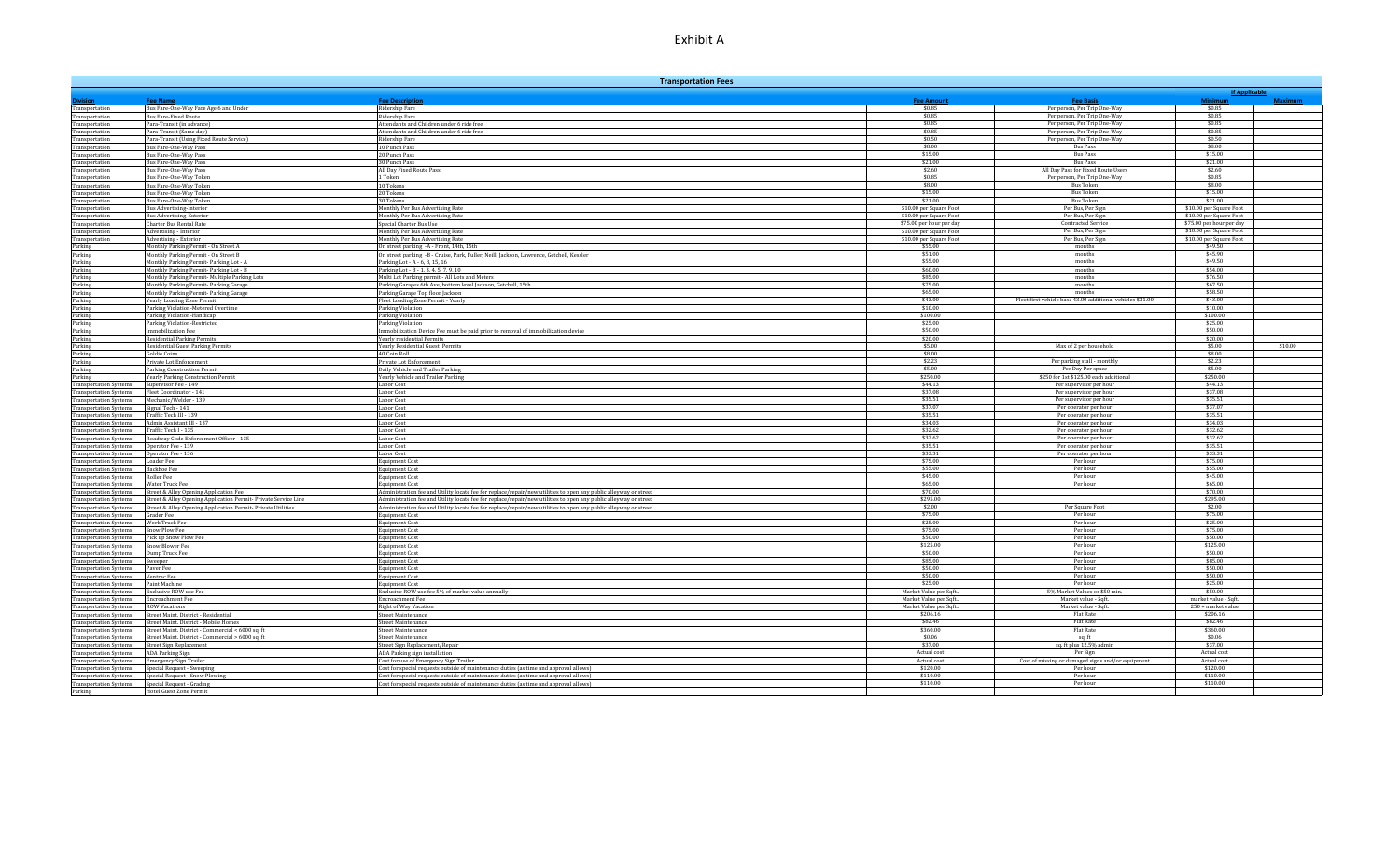# Exhibit A

| Transportation Fees | | | | | | |
|---|---|---|---|---|---|---|
| | | | | | If Applicable | |
| Division | Fee Name | Fee Description | Fee Amount | Fee Basis | Minimum | Maximum |
| Transportation | Bus Fare-One-Way Fare Age 6 and Under | Ridership Fare | $0.85 | Per person, Per Trip One-Way | $0.85 | |
| Transportation | Bus Fare-Fixed Route | Ridership Fare | $0.85 | Per person, Per Trip One-Way | $0.85 | |
| Transportation | Para-Transit (in advance) | Attendants and Children under 6 ride free | $0.85 | Per person, Per Trip One-Way | $0.85 | |
| Transportation | Para-Transit (Same day) | Attendants and Children under 6 ride free | $0.85 | Per person, Per Trip One-Way | $0.85 | |
| Transportation | Para-Transit (Using Fixed Route Service) | Ridership Fare | $0.50 | Per person, Per Trip One-Way | $0.50 | |
| Transportation | Bus Fare-One-Way Pass | 10 Punch Pass | $8.00 | Bus Pass | $8.00 | |
| Transportation | Bus Fare-One-Way Pass | 20 Punch Pass | $15.00 | Bus Pass | $15.00 | |
| Transportation | Bus Fare-One-Way Pass | 30 Punch Pass | $21.00 | Bus Pass | $21.00 | |
| Transportation | Bus Fare-One-Way Pass | All Day Fixed Route Pass | $2.60 | All Day Pass for Fixed Route Users | $2.60 | |
| Transportation | Bus Fare-One-Way Token | 1 Token | $0.85 | Per person, Per Trip One-Way | $0.85 | |
| Transportation | Bus Fare-One-Way Token | 10 Tokens | $8.00 | Bus Token | $8.00 | |
| Transportation | Bus Fare-One-Way Token | 20 Tokens | $15.00 | Bus Token | $15.00 | |
| Transportation | Bus Fare-One-Way Token | 30 Tokens | $21.00 | Bus Token | $21.00 | |
| Transportation | Bus Advertising-Interior | Monthly Per Bus Advertising Rate | $10.00 per Square Foot | Per Bus, Per Sign | $10.00 per Square Foot | |
| Transportation | Bus Advertising-Exterior | Monthly Per Bus Advertising Rate | $10.00 per Square Foot | Per Bus, Per Sign | $10.00 per Square Foot | |
| Transportation | Charter Bus Rental Rate | Special Charter Bus Use | $75.00 per hour per day | Contracted Service | $75.00 per hour per day | |
| Transportation | Advertising - Interior | Monthly Per Bus Advertising Rate | $10.00 per Square Foot | Per Bus, Per Sign | $10.00 per Square Foot | |
| Transportation | Advertising - Exterior | Monthly Per Bus Advertising Rate | $10.00 per Square Foot | Per Bus, Per Sign | $10.00 per Square Foot | |
| Parking | Monthly Parking Permit - On Street A | On street parking - A - Front, 14th, 15th | $55.00 | months | $49.50 | |
| Parking | Monthly Parking Permit - On Street B | On street parking - B - Cruise, Park, Fuller, Neill, Jackson, Lawrence, Getchell, Kessler | $51.00 | months | $45.90 | |
| Parking | Monthly Parking Permit- Parking Lot - A | Parking Lot - A - 6, 8, 15, 16 | $55.00 | months | $49.50 | |
| Parking | Monthly Parking Permit- Parking Lot - B | Parking Lot - B - 1, 3, 4, 5, 7, 9, 10 | $60.00 | months | $54.00 | |
| Parking | Monthly Parking Permit- Multiple Parking Lots | Multi Lot Parking permit - All Lots and Meters | $85.00 | months | $76.50 | |
| Parking | Monthly Parking Permit- Parking Garage | Parking Garages 6th Ave, bottom level Jackson, Getchell, 15th | $75.00 | months | $67.50 | |
| Parking | Monthly Parking Permit- Parking Garage | Parking Garage Top floor Jackson | $65.00 | months | $58.50 | |
| Parking | Yearly Loading Zone Permit | Fleet Loading Zone Permit - Yearly | $43.00 | Fleet first vehicle base 43.00 additional vehicles $21.00 | $43.00 | |
| Parking | Parking Violation-Metered Overtime | Parking Violation | $10.00 | | $10.00 | |
| Parking | Parking Violation-Handicap | Parking Violation | $100.00 | | $100.00 | |
| Parking | Parking Violation-Restricted | Parking Violation | $25.00 | | $25.00 | |
| Parking | Immobilization Fee | Immobilization Device Fee must be paid prior to removal of immobilization device | $50.00 | | $50.00 | |
| Parking | Residential Parking Permits | Yearly residential Permits | $20.00 | | $20.00 | |
| Parking | Residential Guest Parking Permits | Yearly Residential Guest Permits | $5.00 | Max of 2 per household | $5.00 | $10.00 |
| Parking | Goldie Coins | 40 Coin Roll | $8.00 | | $8.00 | |
| Parking | Private Lot Enforcement | Private Lot Enforcement | $2.23 | Per parking stall - monthly | $2.23 | |
| Parking | Parking Construction Permit | Daily Vehicle and Trailer Parking | $5.00 | Per Day Per space | $5.00 | |
| Parking | Yearly Parking Construction Permit | Yearly Vehicle and Trailer Parking | $250.00 | $250 for 1st $125.00 each additional | $250.00 | |
| Transportation Systems | Supervisor Fee - 149 | Labor Cost | $44.13 | Per supervisor per hour | $44.13 | |
| Transportation Systems | Fleet Coordinator - 141 | Labor Cost | $37.00 | Per supervisor per hour | $37.00 | |
| Transportation Systems | Mechanic/Welder - 139 | Labor Cost | $35.51 | Per supervisor per hour | $35.51 | |
| Transportation Systems | Signal Tech - 141 | Labor Cost | $37.07 | Per operator per hour | $37.07 | |
| Transportation Systems | Traffic Tech III - 139 | Labor Cost | $35.51 | Per operator per hour | $35.51 | |
| Transportation Systems | Admin Assistant III - 137 | Labor Cost | $34.03 | Per operator per hour | $34.03 | |
| Transportation Systems | Traffic Tech I - 135 | Labor Cost | $32.62 | Per operator per hour | $32.62 | |
| Transportation Systems | Roadway Code Enforcement Officer - 135 | Labor Cost | $32.62 | Per operator per hour | $32.62 | |
| Transportation Systems | Operator Fee - 139 | Labor Cost | $35.51 | Per operator per hour | $35.51 | |
| Transportation Systems | Operator Fee - 136 | Labor Cost | $33.31 | Per operator per hour | $33.31 | |
| Transportation Systems | Loader Fee | Equipment Cost | $75.00 | Per hour | $75.00 | |
| Transportation Systems | Backhoe Fee | Equipment Cost | $55.00 | Per hour | $55.00 | |
| Transportation Systems | Roller Fee | Equipment Cost | $45.00 | Per hour | $45.00 | |
| Transportation Systems | Water Truck Fee | Equipment Cost | $65.00 | Per hour | $65.00 | |
| Transportation Systems | Street & Alley Opening Application Fee | Administration fee and Utility locate fee for replace/repair/new utilities to open any public alleyway or street | $70.00 | | $70.00 | |
| Transportation Systems | Street & Alley Opening Application Permit- Private Service Line | Administration fee and Utility locate fee for replace/repair/new utilities to open any public alleyway or street | $295.00 | | $295.00 | |
| Transportation Systems | Street & Alley Opening Application Permit- Private Utilities | Administration fee and Utility locate fee for replace/repair/new utilities to open any public alleyway or street | $2.00 | Per Square Foot | $2.00 | |
| Transportation Systems | Grader Fee | Equipment Cost | $75.00 | Per hour | $75.00 | |
| Transportation Systems | Work Truck Fee | Equipment Cost | $25.00 | Per hour | $25.00 | |
| Transportation Systems | Snow Plow Fee | Equipment Cost | $75.00 | Per hour | $75.00 | |
| Transportation Systems | Pick up Snow Plow Fee | Equipment Cost | $50.00 | Per hour | $50.00 | |
| Transportation Systems | Snow Blower Fee | Equipment Cost | $125.00 | Per hour | $125.00 | |
| Transportation Systems | Dump Truck Fee | Equipment Cost | $50.00 | Per hour | $50.00 | |
| Transportation Systems | Sweeper | Equipment Cost | $85.00 | Per hour | $85.00 | |
| Transportation Systems | Paver Fee | Equipment Cost | $50.00 | Per hour | $50.00 | |
| Transportation Systems | Ventrac Fee | Equipment Cost | $50.00 | Per hour | $50.00 | |
| Transportation Systems | Paint Machine | Equipment Cost | $25.00 | Per hour | $25.00 | |
| Transportation Systems | Exclusive ROW use Fee | Exclusive ROW use fee 5% of market value annually | Market Value per Sqft.. | 5% Market Values or $50 min. | $50.00 | |
| Transportation Systems | Encroachment Fee | Encroachment Fee | Market Value per Sqft.. | Market value - Sqft. | market value - Sqft. | |
| Transportation Systems | ROW Vacations | Right of Way Vacation | Market Value per Sqft.. | Market value - Sqft. | 250 + market value | |
| Transportation Systems | Street Maint. District - Residential | Street Maintenance | $206.16 | Flat Rate | $206.16 | |
| Transportation Systems | Street Maint. District - Mobile Homes | Street Maintenance | $82.46 | Flat Rate | $82.46 | |
| Transportation Systems | Street Maint. District - Commercial < 6000 sq. ft | Street Maintenance | $360.00 | Flat Rate | $360.00 | |
| Transportation Systems | Street Maint. District - Commercial > 6000 sq. ft | Street Maintenance | $0.06 | sq. ft | $0.06 | |
| Transportation Systems | Street Sign Replacement | Street Sign Replacement/Repair | $37.00 | sq. ft plus 12.5% admin | $37.00 | |
| Transportation Systems | ADA Parking Sign | ADA Parking sign installation | Actual cost | Per Sign | Actual cost | |
| Transportation Systems | Emergency Sign Trailer | Cost for use of Emergency Sign Trailer | Actual cost | Cost of missing or damaged signs and/or equipment | Actual cost | |
| Transportation Systems | Special Request - Sweeping | Cost for special requests outside of maintenance duties (as time and approval allows) | $120.00 | Per hour | $120.00 | |
| Transportation Systems | Special Request - Snow Plowing | Cost for special requests outside of maintenance duties (as time and approval allows) | $110.00 | Per hour | $110.00 | |
| Transportation Systems | Special Request - Grading | Cost for special requests outside of maintenance duties (as time and approval allows) | $110.00 | Per hour | $110.00 | |
| Parking | Hotel Guest Zone Permit | | | | | |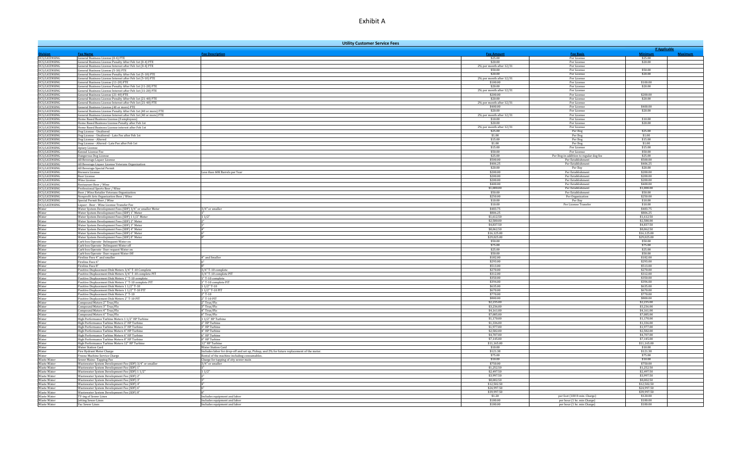# Exhibit A

| Utility Customer Service Fees | | | | | | |
|---|---|---|---|---|---|---|
| | | | | | If Applicable | |
| **Division** | **Fee Name** | **Fee Description** | **Fee Amount** | **Fee Basis** | **Minimum** | **Maximum** |
| UCS/LICENSING | General Business License (0-4) FTE | | $25.00 | Per License | $25.00 | |
| UCS/LICENSING | General Business License Penalty After Feb 1st (0-4) FTE | | $20.00 | Per License | $20.00 | |
| UCS/LICENSING | General Business License Interest after Feb 1st (0-4) FTE | | 2% per month after 12/31 | Per License | | |
| UCS/LICENSING | General Business License (5-10) FTE | | $50.00 | Per License | $50.00 | |
| UCS/LICENSING | General Business License Penalty After Feb 1st (5-10) FTE | | $20.00 | Per License | $20.00 | |
| UCS/LICENSING | General Business License Interest after Feb 1st (5-10) FTE | | 2% per month after 12/31 | Per License | | |
| UCS/LICENSING | General Business License (11-20) FTE | | $100.00 | Per License | $100.00 | |
| UCS/LICENSING | General Business License Penalty After Feb 1st (11-20) FTE | | $20.00 | Per License | $20.00 | |
| UCS/LICENSING | General Business License Interest after Feb 1st (11-20) FTE | | 2% per month after 12/31 | Per License | | |
| UCS/LICENSING | General Business License (21-40) FTE | | $200.00 | Per License | $200.00 | |
| UCS/LICENSING | General Business License Penalty After Feb 1st (21-40) FTE | | $20.00 | Per License | $20.00 | |
| UCS/LICENSING | General Business License Interest after Feb 1st (21-40) FTE | | 2% per month after 12/31 | Per License | | |
| UCS/LICENSING | General Business License (40 or more) FTE | | $400.00 | Per License | $400.00 | |
| UCS/LICENSING | General Business License Penalty After Feb 1st (40 or more) FTE | | $20.00 | Per License | $20.00 | |
| UCS/LICENSING | General Business License Interest after Feb 1st (40 or more) FTE | | 2% per month after 12/31 | Per License | | |
| UCS/LICENSING | Home Based Business License (0 employees) | | $10.00 | Per License | $10.00 | |
| UCS/LICENSING | Home Based Business License Penalty after Feb 1st | | $20.00 | Per License | $20.00 | |
| UCS/LICENSING | Home Based Business License interest after Feb 1st | | 2% per month after 12/31 | Per License | | |
| UCS/LICENSING | Dog License - Unaltered | | $25.00 | Per Dog | $25.00 | |
| UCS/LICENSING | Dog License - Unaltered - Late Fee after Feb 1st | | $1.00 | Per Dog | $1.00 | |
| UCS/LICENSING | Dog License - Altered | | $15.00 | Per Dog | $15.00 | |
| UCS/LICENSING | Dog License - Altered - Late Fee after Feb 1st | | $1.00 | Per Dog | $1.00 | |
| UCS/LICENSING | Apiary License | | $15.00 | Per License | $15.00 | |
| UCS/LICENSING | Kennel License Fee | | $50.00 | Per License | $50.00 | |
| UCS/LICENSING | Dangerous Dog License | | $25.00 | Per Dog-in addition to regular dog fee | $25.00 | |
| UCS/LICENSING | All Beverage Liquor License | | $500.00 | Per Establishment | $500.00 | |
| UCS/LICENSING | All Beverage Liquor License Veterans Organization | | $406.25 | Per Establishment | $406.25 | |
| UCS/LICENSING | All Beverage Special Permit | | $20.00 | Per Day | $20.00 | |
| UCS/LICENSING | Brewers License | Less than 60K Barrels per Year | $200.00 | Per Establishment | $200.00 | |
| UCS/LICENSING | Beer License | | $200.00 | Per Establishment | $200.00 | |
| UCS/LICENSING | Wine License | | $200.00 | Per Establishment | $200.00 | |
| UCS/LICENSING | Restaurant Beer / Wine | | $400.00 | Per Establishment | $400.00 | |
| UCS/LICENSING | Professional Sports Beer / Wine | | $1,000.00 | Per Establishment | $1,000.00 | |
| UCS/LICENSING | Beer / Wine Retailer Veterans Organization | | $50.00 | Per Establishment | $50.00 | |
| UCS/LICENSING | Nonprofit Arts Organization Beer / Wine | | $250.00 | Per Organization | $250.00 | |
| UCS/LICENSING | Special Permit Beer / Wine | | $10.00 | Per Day | $10.00 | |
| UCS/LICENSING | Liquor - Beer - Wine License Transfer Fee | | $10.00 | Per License Transfer | $10.00 | |
| Water | Water System Development Fees (SDF) 3/4" or smaller Meter | 3/4" or smaller | $483.75 | | $483.75 | |
| Water | Water System Development Fees (SDF) 1" Meter | 1" | $806.25 | | $806.25 | |
| Water | Water System Development Fees (SDF) 1 1/2" Meter | 1 1/2" | $1,612.50 | | $1,612.50 | |
| Water | Water System Development Fees (SDF) 2" Meter | 2" | $2,580.00 | | $2,580.00 | |
| Water | Water System Development Fees (SDF) 3" Meter | 3" | $4,837.50 | | $4,837.50 | |
| Water | Water System Development Fees (SDF) 4" Meter | 4" | $8,062.50 | | $8,062.50 | |
| Water | Water System Development Fees (SDF) 6" Meter | 6" | $16,125.00 | | $16,125.00 | |
| Water | Water System Development Fees (SDF) 8" Meter | 8" | $29,025.00 | | $29,025.00 | |
| Water | Curb box Operate- Delinquent Water on | | $50.00 | | $50.00 | |
| Water | Curb box Operate- Delinquent Water off | | $75.00 | | $75.00 | |
| Water | Curb box Operate- User request Water on | | $25.00 | | $25.00 | |
| Water | Curb box Operate- User request Water Off | | $50.00 | | $50.00 | |
| Water | Fireline Fees 4" and smaller | 4" and Smaller | $182.00 | | $182.00 | |
| Water | Fireline Fees 6" | 6" | $293.00 | | $293.00 | |
| Water | Fireline Fees 8" | 8" | $513.00 | | $513.00 | |
| Water | Positive Displacement Disk Meters 3/4" T-10 Complete | 3/4" T-10 complete | $270.00 | | $270.00 | |
| Water | Positive Displacement Disk Meters 3/4" T-10 complete PIT | 3/4" T-10 complete PIT | $312.00 | | $312.00 | |
| Water | Positive Displacement Disk Meters 1" T-10 complete | 1" T-10 complete | $350.00 | | $350.00 | |
| Water | Positive Displacement Disk Meters 1" T-10 complete PIT | 1" T-10 complete PIT | $394.00 | | $394.00 | |
| Water | Positive Displacement Disk Meters 1 1/2" T-10 | 1 1/2" T-10 | $635.00 | | $635.00 | |
| Water | Positive Displacement Disk Meters 1 1/2" T-10 PIT | 1 1/2" T-10 PIT | $670.00 | | $670.00 | |
| Water | Positive Displacement Disk Meters 2" T-10 | 2" T-10 | $770.00 | | $770.00 | |
| Water | Positive Displacement Disk Meters 2" T-10 PIT | 2" T-10 PIT | $800.00 | | $800.00 | |
| Water | Compound Meters 2" True/Flo | 2" True/Flo | $2,235.00 | | $2,235.00 | |
| Water | Compound Meters 3" True/Flo | 3" True/Flo | $3,236.00 | | $3,236.00 | |
| Water | Compound Meters 4" True/Flo | 4" True/Flo | $4,161.00 | | $4,161.00 | |
| Water | Compound Meters 6" True/Flo | 6" True/Flo | $7,085.00 | | $7,085.00 | |
| Water | High Performance Turbine Meters 1 1/2" HP Turbine | 1 1/2" HP Turbine | $1,170.00 | | $1,170.00 | |
| Water | High Performance Turbine Meters 2" HP Turbine | 2" HP Turbine | $1,336.00 | | $1,336.00 | |
| Water | High Performance Turbine Meters 3" HP Turbine | 3" HP Turbine | $1,977.00 | | $1,977.00 | |
| Water | High Performance Turbine Meters 4" HP Turbine | 4" HP Turbine | $2,582.00 | | $2,582.00 | |
| Water | High Performance Turbine Meters 6" HP Turbine | 6" HP Turbine | $4,707.00 | | $4,707.00 | |
| Water | High Performance Turbine Meters 8" HP Turbine | 8" HP Turbine | $7,145.00 | | $7,145.00 | |
| Water | High Performance Turbine Meters 12" HP Turbine | 12" HP Turbine | $11,165.00 | | $11,165.00 | |
| Water | Water Station Card | Water Station Card | $10.00 | | $10.00 | |
| Water | Fire Hydrant Meter Charge | Includes labor for drop-off and set up, Pickup, and 2% for future replacement of the meter. | $121.38 | | $121.38 | |
| Water | Freeze Machine Service Charge | Rental of the machine including consumables. | $75.00 | | $75.00 | |
| Waste Water | Sewer Mains- Tapping Fee | Charge for tapping of city sewer main | $10.00 | | $10.00 | |
| Waste Water | Wastewater System Development Fee (SDF) 3/4" or smaller | 3/4" or smaller | $750.00 | | $750.00 | |
| Waste Water | Wastewater System Development Fee (SDF) 1" | 1" | $1,252.50 | | $1,252.50 | |
| Waste Water | Wastewater System Development Fee (SDF) 1 1/2" | 1 1/2" | $2,497.50 | | $2,497.50 | |
| Waste Water | Wastewater System Development Fee (SDF) 2" | 2" | $3,997.50 | | $3,997.50 | |
| Waste Water | Wastewater System Development Fee (SDF) 3" | 3" | $8,002.50 | | $8,002.50 | |
| Waste Water | Wastewater System Development Fee (SDF) 4" | 4" | $12,502.50 | | $12,502.50 | |
| Waste Water | Wastewater System Development Fee (SDF) 6" | 6" | $24,997.50 | | $24,997.50 | |
| Waste Water | Wastewater System Development Fee (SDF) 8" | 8" | $39,997.50 | | $39,997.50 | |
| Waste Water | TV-ing of Sewer Lines | Includes equipment and labor | $1.20 | per foot (100 ft min. Charge) | $120.00 | |
| Waste Water | Jetting Sewer Lines | Includes equipment and labor | $180.00 | per hour (1 hr. min Charge) | $180.00 | |
| Waste Water | Vac Sewer Lines | Includes equipment and labor | $180.00 | per hour (1 hr. min Charge) | $180.00 | |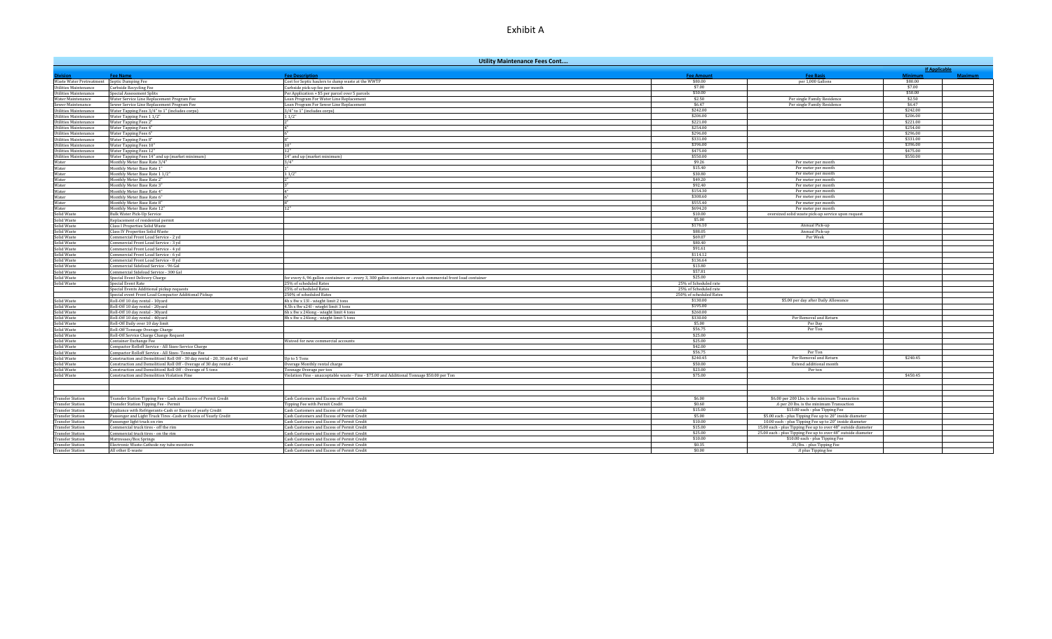# Exhibit A

| Utility Maintenance Fees Cont.... | | | | | | |
|---|---|---|---|---|---|---|
| | | | | | If Applicable | |
| Division | Fee Name | Fee Description | Fee Amount | Fee Basis | Minimum | Maximum |
| Waste Water Pretreatment | Septic Dumping Fee | Cost for Septic haulers to dump waste at the WWTP | $80.00 | per 1,000 Gallons | $80.00 | |
| Utilities Maintenance | Curbside Recycling Fee | Curbside pick-up fee per month | $7.00 | | $7.00 | |
| Utilities Maintenance | Special Assessment Splits | Per Application + $5 per parcel over 5 parcels | $50.00 | | $50.00 | |
| Water Maintenance | Water Service Line Replacement Program Fee | Loan Program For Water Line Replacement | $2.50 | Per single Family Residence | $2.50 | |
| Sewer Maintenance | Sewer Service Line Replacement Program Fee | Loan Program For Sewer Line Replacement | $6.47 | Per single Family Residence | $6.47 | |
| Utilities Maintenance | Water Tapping Fees 3/4" to 1" (includes corps) | 3/4" to 1" (includes corps) | $242.00 | | $242.00 | |
| Utilities Maintenance | Water Tapping Fees 1 1/2" | 1 1/2" | $206.00 | | $206.00 | |
| Utilities Maintenance | Water Tapping Fees 2" | 2" | $221.00 | | $221.00 | |
| Utilities Maintenance | Water Tapping Fees 4" | 4" | $254.00 | | $254.00 | |
| Utilities Maintenance | Water Tapping Fees 6" | 6" | $296.00 | | $296.00 | |
| Utilities Maintenance | Water Tapping Fees 8" | 8" | $331.00 | | $331.00 | |
| Utilities Maintenance | Water Tapping Fees 10" | 10" | $396.00 | | $396.00 | |
| Utilities Maintenance | Water Tapping Fees 12" | 12" | $475.00 | | $475.00 | |
| Utilities Maintenance | Water Tapping Fees 14" and up (market minimum) | 14" and up (market minimum) | $550.00 | | $550.00 | |
| Water | Monthly Meter Base Rate 3/4" | 3/4" | $9.26 | Per meter per month | | |
| Water | Monthly Meter Base Rate 1" | 1" | $15.40 | Per meter per month | | |
| Water | Monthly Meter Base Rate 1 1/2" | 1 1/2" | $30.80 | Per meter per month | | |
| Water | Monthly Meter Base Rate 2" | 2" | $49.20 | Per meter per month | | |
| Water | Monthly Meter Base Rate 3" | 3" | $92.40 | Per meter per month | | |
| Water | Monthly Meter Base Rate 4" | 4" | $154.30 | Per meter per month | | |
| Water | Monthly Meter Base Rate 6" | 6" | $308.60 | Per meter per month | | |
| Water | Monthly Meter Base Rate 8" | 8" | $553.60 | Per meter per month | | |
| Water | Monthly Meter Base Rate 12" | 12" | $694.20 | Per meter per month | | |
| Solid Waste | Bulk Waste Pick-Up Service | | $10.00 | oversized solid waste pick-up service upon request | | |
| Solid Waste | Replacement of residential permit | | $5.00 | | | |
| Solid Waste | Class I Properties Solid Waste | | $176.10 | Annual Pick-up | | |
| Solid Waste | Class IV Properties Solid Waste | | $88.05 | Annual Pick-up | | |
| Solid Waste | Commercial Front Load Service - 2 yd | | $69.07 | Per Week | | |
| Solid Waste | Commercial Front Load Service - 3 yd | | $80.40 | | | |
| Solid Waste | Commercial Front Load Service - 4 yd | | $91.61 | | | |
| Solid Waste | Commercial Front Load Service - 6 yd | | $114.12 | | | |
| Solid Waste | Commercial Front Load Service - 8 yd | | $136.64 | | | |
| Solid Waste | Commercial Sideload Service - 96 Gal | | $13.80 | | | |
| Solid Waste | Commercial Sideload Service - 300 Gal | | $57.81 | | | |
| Solid Waste | Special Event Delivery Charge | for every 6, 96 gallon containers or - every 3, 300 gallon containers or each commercial front load container | $25.00 | | | |
| Solid Waste | Special Event Rate | 25% of scheduled Rates | 25% of Scheduled rate | | | |
| | Special Events Additional pickup requests | 25% of scheduled Rates | 25% of Scheduled rate | | | |
| | Special event Front Load Compactor Additional Pickup | 250% of scheduled Rates | 250% of Scheduled Rates | | | |
| Solid Waste | Roll-Off 10 day rental - 10yard | 4ft x 8w x 13l - weight limit 2 tons | $130.00 | $5.00 per day after Daily Allowance | | |
| Solid Waste | Roll-Off 10 day rental - 20yard | 4.5ft x 8w x24l - weight limit 3 tons | $195.00 | | | |
| Solid Waste | Roll-Off 10 day rental - 30yard | 6ft x 8w x 24long - weight limit 4 tons | $260.00 | | | |
| Solid Waste | Roll-Off 10 day rental - 40yard | 8ft x 8w x 24long - weight limit 5 tons | $330.00 | Per Removal and Return | | |
| Solid Waste | Roll-Off Daily over 10 day limit | | $5.00 | Per Day | | |
| Solid Waste | Roll-Off Tonnage Overage Charge | | $56.75 | Per Ton | | |
| Solid Waste | Roll-Off Service Charge Change Request | | $25.00 | | | |
| Solid Waste | Container Exchange Fee | Waived for new commercial accounts | $25.00 | | | |
| Solid Waste | Compactor Rolloff Service - All Sizes-Service Charge | | $42.00 | | | |
| Solid Waste | Compactor Rolloff Service - All Sizes- Tonnage Fee | | $56.75 | Per Ton | | |
| Solid Waste | Construction and Demolition Roll Off - 10 day rental - 20, 30 and 40 yard | Up to 5 Tons | $240.45 | Per Removal and Return | $240.45 | |
| Solid Waste | Construction and Demolition Roll Off - Overage of 30 day rental - | Overage Monthly rental charge | $50.00 | Extend additional month | | |
| Solid Waste | Construction and Demolition Roll Off - Overage of 5 tons | Tonnage Overage per ton | $23.00 | Per ton | | |
| Solid Waste | Construction and Demolition Violation Fine | Violation Fine - unacceptable waste - Fine - $75.00 and Additional Tonnage $50.00 per Ton | $75.00 | | $450.45 | |
| | | | | | | |
| | | | | | | |
| | | | | | | |
| Transfer Station | Transfer Station Tipping Fee - Cash and Excess of Permit Credit | Cash Customers and Excess of Permit Credit | $6.00 | $6.00 per 200 Lbs. is the minimum Transaction | | |
| Transfer Station | Transfer Station Tipping Fee - Permit | Tipping Fee with Permit Credit | $0.60 | .6 per 20 lbs. is the minimum Transaction | | |
| Transfer Station | Appliance with Refrigerants-Cash or Excess of yearly Credit | Cash Customers and Excess of Permit Credit | $15.00 | $15.00 each - plus Tipping Fee | | |
| Transfer Station | Passenger and Light Truck Tires -Cash or Excess of Yearly Credit | Cash Customers and Excess of Permit Credit | $5.00 | $5.00 each - plus Tipping Fee up to 20" inside diameter | | |
| Transfer Station | Passenger light truck on rim | Cash Customers and Excess of Permit Credit | $10.00 | 10.00 each - plus Tipping Fee up to 20" inside diameter | | |
| Transfer Station | Commercial truck tires - off the rim | Cash Customers and Excess of Permit Credit | $15.00 | 15.00 each - plus Tipping Fee up to over 48" outside diameter | | |
| Transfer Station | Commercial truck tires - on the rim | Cash Customers and Excess of Permit Credit | $25.00 | 25.00 each - plus Tipping Fee up to over 48" outside diameter | | |
| Transfer Station | Mattresses/Box Springs | Cash Customers and Excess of Permit Credit | $10.00 | $10.00 each - plus Tipping Fee | | |
| Transfer Station | Electronic Waste-Cathode ray tube monitors | Cash Customers and Excess of Permit Credit | $0.35 | .35/lbs. - plus Tipping Fee | | |
| Transfer Station | All other E-waste | Cash Customers and Excess of Permit Credit | $0.00 | .0 plus Tipping fee | | |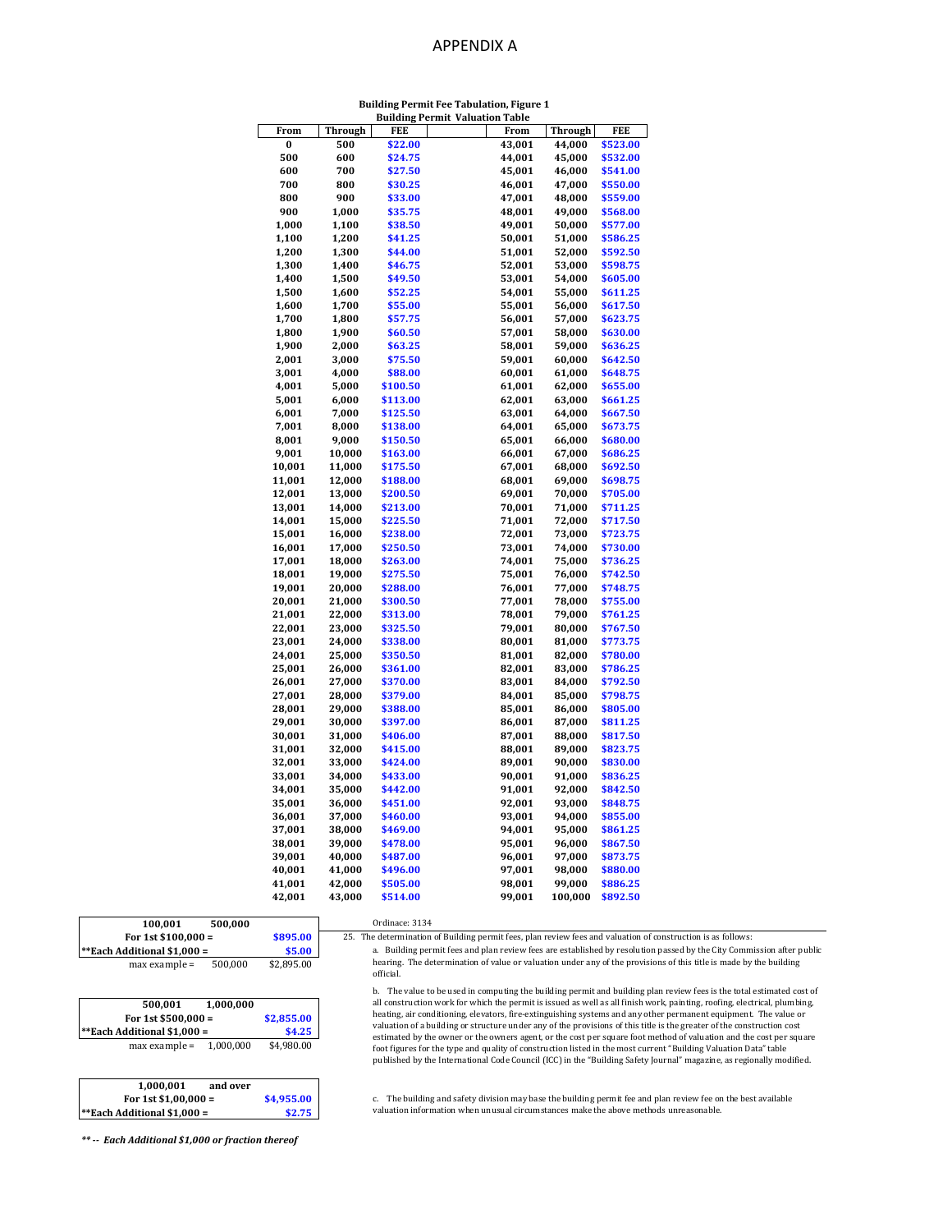# APPENDIX A

**Building Permit Fee Tabulation, Figure 1**
**Building Permit Valuation Table**

| From | Through | FEE | From | Through | FEE |
|---|---|---|---|---|---|
| 0 | 500 | $22.00 | 43,001 | 44,000 | $523.00 |
| 500 | 600 | $24.75 | 44,001 | 45,000 | $532.00 |
| 600 | 700 | $27.50 | 45,001 | 46,000 | $541.00 |
| 700 | 800 | $30.25 | 46,001 | 47,000 | $550.00 |
| 800 | 900 | $33.00 | 47,001 | 48,000 | $559.00 |
| 900 | 1,000 | $35.75 | 48,001 | 49,000 | $568.00 |
| 1,000 | 1,100 | $38.50 | 49,001 | 50,000 | $577.00 |
| 1,100 | 1,200 | $41.25 | 50,001 | 51,000 | $586.25 |
| 1,200 | 1,300 | $44.00 | 51,001 | 52,000 | $592.50 |
| 1,300 | 1,400 | $46.75 | 52,001 | 53,000 | $598.75 |
| 1,400 | 1,500 | $49.50 | 53,001 | 54,000 | $605.00 |
| 1,500 | 1,600 | $52.25 | 54,001 | 55,000 | $611.25 |
| 1,600 | 1,700 | $55.00 | 55,001 | 56,000 | $617.50 |
| 1,700 | 1,800 | $57.75 | 56,001 | 57,000 | $623.75 |
| 1,800 | 1,900 | $60.50 | 57,001 | 58,000 | $630.00 |
| 1,900 | 2,000 | $63.25 | 58,001 | 59,000 | $636.25 |
| 2,001 | 3,000 | $75.50 | 59,001 | 60,000 | $642.50 |
| 3,001 | 4,000 | $88.00 | 60,001 | 61,000 | $648.75 |
| 4,001 | 5,000 | $100.50 | 61,001 | 62,000 | $655.00 |
| 5,001 | 6,000 | $113.00 | 62,001 | 63,000 | $661.25 |
| 6,001 | 7,000 | $125.50 | 63,001 | 64,000 | $667.50 |
| 7,001 | 8,000 | $138.00 | 64,001 | 65,000 | $673.75 |
| 8,001 | 9,000 | $150.50 | 65,001 | 66,000 | $680.00 |
| 9,001 | 10,000 | $163.00 | 66,001 | 67,000 | $686.25 |
| 10,001 | 11,000 | $175.50 | 67,001 | 68,000 | $692.50 |
| 11,001 | 12,000 | $188.00 | 68,001 | 69,000 | $698.75 |
| 12,001 | 13,000 | $200.50 | 69,001 | 70,000 | $705.00 |
| 13,001 | 14,000 | $213.00 | 70,001 | 71,000 | $711.25 |
| 14,001 | 15,000 | $225.50 | 71,001 | 72,000 | $717.50 |
| 15,001 | 16,000 | $238.00 | 72,001 | 73,000 | $723.75 |
| 16,001 | 17,000 | $250.50 | 73,001 | 74,000 | $730.00 |
| 17,001 | 18,000 | $263.00 | 74,001 | 75,000 | $736.25 |
| 18,001 | 19,000 | $275.50 | 75,001 | 76,000 | $742.50 |
| 19,001 | 20,000 | $288.00 | 76,001 | 77,000 | $748.75 |
| 20,001 | 21,000 | $300.50 | 77,001 | 78,000 | $755.00 |
| 21,001 | 22,000 | $313.00 | 78,001 | 79,000 | $761.25 |
| 22,001 | 23,000 | $325.50 | 79,001 | 80,000 | $767.50 |
| 23,001 | 24,000 | $338.00 | 80,001 | 81,000 | $773.75 |
| 24,001 | 25,000 | $350.50 | 81,001 | 82,000 | $780.00 |
| 25,001 | 26,000 | $361.00 | 82,001 | 83,000 | $786.25 |
| 26,001 | 27,000 | $370.00 | 83,001 | 84,000 | $792.50 |
| 27,001 | 28,000 | $379.00 | 84,001 | 85,000 | $798.75 |
| 28,001 | 29,000 | $388.00 | 85,001 | 86,000 | $805.00 |
| 29,001 | 30,000 | $397.00 | 86,001 | 87,000 | $811.25 |
| 30,001 | 31,000 | $406.00 | 87,001 | 88,000 | $817.50 |
| 31,001 | 32,000 | $415.00 | 88,001 | 89,000 | $823.75 |
| 32,001 | 33,000 | $424.00 | 89,001 | 90,000 | $830.00 |
| 33,001 | 34,000 | $433.00 | 90,001 | 91,000 | $836.25 |
| 34,001 | 35,000 | $442.00 | 91,001 | 92,000 | $842.50 |
| 35,001 | 36,000 | $451.00 | 92,001 | 93,000 | $848.75 |
| 36,001 | 37,000 | $460.00 | 93,001 | 94,000 | $855.00 |
| 37,001 | 38,000 | $469.00 | 94,001 | 95,000 | $861.25 |
| 38,001 | 39,000 | $478.00 | 95,001 | 96,000 | $867.50 |
| 39,001 | 40,000 | $487.00 | 96,001 | 97,000 | $873.75 |
| 40,001 | 41,000 | $496.00 | 97,001 | 98,000 | $880.00 |
| 41,001 | 42,000 | $505.00 | 98,001 | 99,000 | $886.25 |
| 42,001 | 43,000 | $514.00 | 99,001 | 100,000 | $892.50 |

| 100,001 | 500,000 | |
|---|---|---|
| **For 1st $100,000 =** | | **$895.00** |
| **\*\*Each Additional $1,000 =** | | **$5.00** |
| max example = | 500,000 | $2,895.00 |

| 500,001 | 1,000,000 | |
|---|---|---|
| **For 1st $500,000 =** | | **$2,855.00** |
| **\*\*Each Additional $1,000 =** | | **$4.25** |
| max example = | 1,000,000 | $4,980.00 |

| 1,000,001 | and over | |
|---|---|---|
| **For 1st $1,00,000 =** | | **$4,955.00** |
| **\*\*Each Additional $1,000 =** | | **$2.75** |

***\*\* -- Each Additional $1,000 or fraction thereof***

Ordinace: 3134

25. The determination of Building permit fees, plan review fees and valuation of construction is as follows:

a. Building permit fees and plan review fees are established by resolution passed by the City Commission after public hearing. The determination of value or valuation under any of the provisions of this title is made by the building official.

b. The value to be used in computing the building permit and building plan review fees is the total estimated cost of all construction work for which the permit is issued as well as all finish work, painting, roofing, electrical, plumbing, heating, air conditioning, elevators, fire-extinguishing systems and any other permanent equipment. The value or valuation of a building or structure under any of the provisions of this title is the greater of the construction cost estimated by the owner or the owners agent, or the cost per square foot method of valuation and the cost per square foot figures for the type and quality of construction listed in the most current "Building Valuation Data" table published by the International Code Council (ICC) in the "Building Safety Journal" magazine, as regionally modified.

c. The building and safety division may base the building permit fee and plan review fee on the best available valuation information when unusual circumstances make the above methods unreasonable.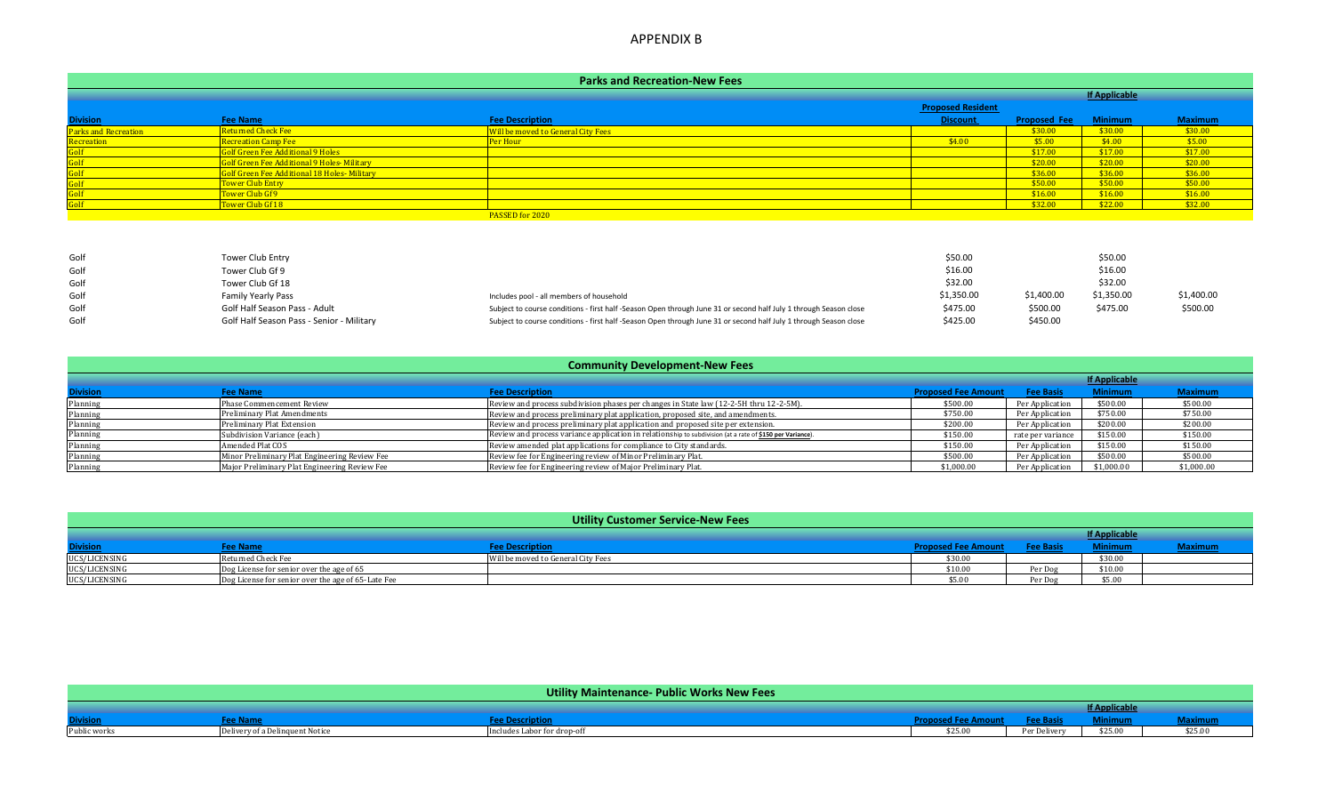# APPENDIX B

## Parks and Recreation-New Fees

| Division | Fee Name | Fee Description | Proposed Resident Discount | Proposed Fee | If Applicable Minimum | Maximum |
|---|---|---|---|---|---|---|
| Parks and Recreation | Returned Check Fee | Will be moved to General City Fees | | $30.00 | $30.00 | $30.00 |
| Recreation | Recreation Camp Fee | Per Hour | $4.00 | $5.00 | $4.00 | $5.00 |
| Golf | Golf Green Fee Additional 9 Holes | | | $17.00 | $17.00 | $17.00 |
| Golf | Golf Green Fee Additional 9 Holes- Military | | | $20.00 | $20.00 | $20.00 |
| Golf | Golf Green Fee Additional 18 Holes- Military | | | $36.00 | $36.00 | $36.00 |
| Golf | Tower Club Entry | | | $50.00 | $50.00 | $50.00 |
| Golf | Tower Club Gf 9 | | | $16.00 | $16.00 | $16.00 |
| Golf | Tower Club Gf 18 | | | $32.00 | $22.00 | $32.00 |
| | | PASSED for 2020 | | | | |
| Golf | Tower Club Entry | | $50.00 | | $50.00 | |
| Golf | Tower Club Gf 9 | | $16.00 | | $16.00 | |
| Golf | Tower Club Gf 18 | | $32.00 | | $32.00 | |
| Golf | Family Yearly Pass | Includes pool - all members of household | $1,350.00 | $1,400.00 | $1,350.00 | $1,400.00 |
| Golf | Golf Half Season Pass - Adult | Subject to course conditions - first half -Season Open through June 31 or second half July 1 through Season close | $475.00 | $500.00 | $475.00 | $500.00 |
| Golf | Golf Half Season Pass - Senior - Military | Subject to course conditions - first half -Season Open through June 31 or second half July 1 through Season close | $425.00 | $450.00 | | |

## Community Development-New Fees

| Division | Fee Name | Fee Description | Proposed Fee Amount | Fee Basis | If Applicable Minimum | Maximum |
|---|---|---|---|---|---|---|
| Planning | Phase Commencement Review | Review and process subdivision phases per changes in State law (12-2-5H thru 12-2-5M). | $500.00 | Per Application | $500.00 | $500.00 |
| Planning | Preliminary Plat Amendments | Review and process preliminary plat application, proposed site, and amendments. | $750.00 | Per Application | $750.00 | $750.00 |
| Planning | Preliminary Plat Extension | Review and process preliminary plat application and proposed site per extension. | $200.00 | Per Application | $200.00 | $200.00 |
| Planning | Subdivision Variance (each) | Review and process variance application in relationship to subdivision (at a rate of **$150 per Variance**). | $150.00 | rate per variance | $150.00 | $150.00 |
| Planning | Amended Plat COS | Review amended plat applications for compliance to City standards. | $150.00 | Per Application | $150.00 | $150.00 |
| Planning | Minor Preliminary Plat Engineering Review Fee | Review fee for Engineering review of Minor Preliminary Plat. | $500.00 | Per Application | $500.00 | $500.00 |
| Planning | Major Preliminary Plat Engineering Review Fee | Review fee for Engineering review of Major Preliminary Plat. | $1,000.00 | Per Application | $1,000.00 | $1,000.00 |

## Utility Customer Service-New Fees

| Division | Fee Name | Fee Description | Proposed Fee Amount | Fee Basis | If Applicable Minimum | Maximum |
|---|---|---|---|---|---|---|
| UCS/LICENSING | Returned Check Fee | Will be moved to General City Fees | $30.00 | | $30.00 | |
| UCS/LICENSING | Dog License for senior over the age of 65 | | $10.00 | Per Dog | $10.00 | |
| UCS/LICENSING | Dog License for senior over the age of 65-Late Fee | | $5.00 | Per Dog | $5.00 | |

## Utility Maintenance- Public Works New Fees

| Division | Fee Name | Fee Description | Proposed Fee Amount | Fee Basis | If Applicable Minimum | Maximum |
|---|---|---|---|---|---|---|
| Public works | Delivery of a Delinquent Notice | Includes Labor for drop-off | $25.00 | Per Delivery | $25.00 | $25.00 |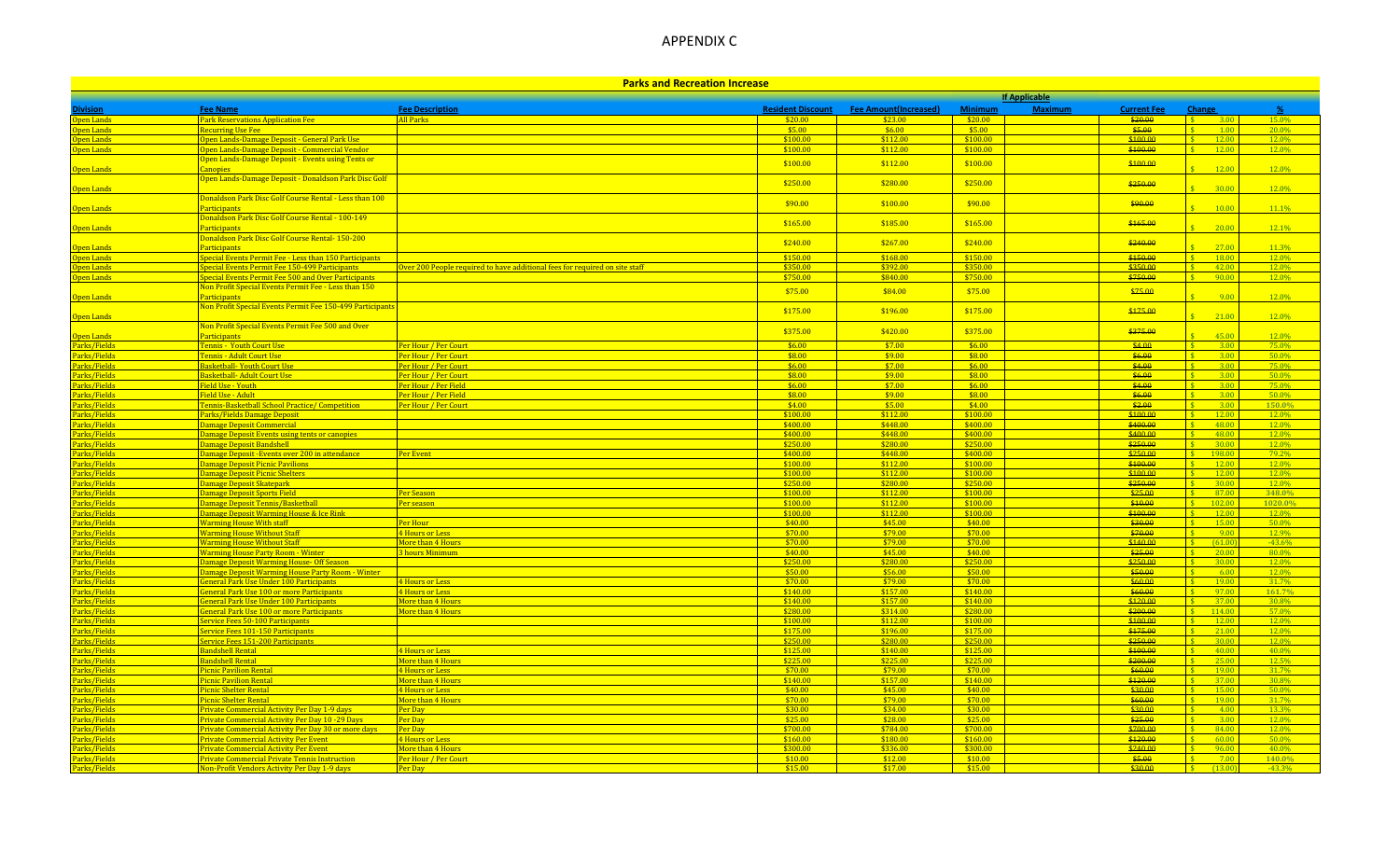# APPENDIX C

| Parks and Recreation Increase | | | | | | | | | |
|---|---|---|---|---|---|---|---|---|---|
| | | | | | If Applicable | | | | |
| Division | Fee Name | Fee Description | Resident Discount | Fee Amount(Increased) | Minimum | Maximum | Current Fee | Change | % |
| Open Lands | Park Reservations Application Fee | All Parks | $20.00 | $23.00 | $20.00 | | ~~$20.00~~ | $ 3.00 | 15.0% |
| Open Lands | Recurring Use Fee | | $5.00 | $6.00 | $5.00 | | ~~$5.00~~ | $ 1.00 | 20.0% |
| Open Lands | Open Lands-Damage Deposit - General Park Use | | $100.00 | $112.00 | $100.00 | | ~~$100.00~~ | $ 12.00 | 12.0% |
| Open Lands | Open Lands-Damage Deposit - Commercial Vendor | | $100.00 | $112.00 | $100.00 | | ~~$100.00~~ | $ 12.00 | 12.0% |
| Open Lands | Open Lands-Damage Deposit - Events using Tents or Canopies | | $100.00 | $112.00 | $100.00 | | ~~$100.00~~ | $ 12.00 | 12.0% |
| Open Lands | Open Lands-Damage Deposit - Donaldson Park Disc Golf | | $250.00 | $280.00 | $250.00 | | ~~$250.00~~ | $ 30.00 | 12.0% |
| Open Lands | Donaldson Park Disc Golf Course Rental - Less than 100 Participants | | $90.00 | $100.00 | $90.00 | | ~~$90.00~~ | $ 10.00 | 11.1% |
| Open Lands | Donaldson Park Disc Golf Course Rental - 100-149 Participants | | $165.00 | $185.00 | $165.00 | | ~~$165.00~~ | $ 20.00 | 12.1% |
| Open Lands | Donaldson Park Disc Golf Course Rental- 150-200 Participants | | $240.00 | $267.00 | $240.00 | | ~~$240.00~~ | $ 27.00 | 11.3% |
| Open Lands | Special Events Permit Fee - Less than 150 Participants | | $150.00 | $168.00 | $150.00 | | ~~$150.00~~ | $ 18.00 | 12.0% |
| Open Lands | Special Events Permit Fee 150-499 Participants | Over 200 People required to have additional fees for required on site staff | $350.00 | $392.00 | $350.00 | | ~~$350.00~~ | $ 42.00 | 12.0% |
| Open Lands | Special Events Permit Fee 500 and Over Participants | | $750.00 | $840.00 | $750.00 | | ~~$750.00~~ | $ 90.00 | 12.0% |
| Open Lands | Non Profit Special Events Permit Fee - Less than 150 Participants | | $75.00 | $84.00 | $75.00 | | ~~$75.00~~ | $ 9.00 | 12.0% |
| Open Lands | Non Profit Special Events Permit Fee 150-499 Participants | | $175.00 | $196.00 | $175.00 | | ~~$175.00~~ | $ 21.00 | 12.0% |
| Open Lands | Non Profit Special Events Permit Fee 500 and Over Participants | | $375.00 | $420.00 | $375.00 | | ~~$375.00~~ | $ 45.00 | 12.0% |
| Parks/Fields | Tennis - Youth Court Use | Per Hour / Per Court | $6.00 | $7.00 | $6.00 | | ~~$4.00~~ | $ 3.00 | 75.0% |
| Parks/Fields | Tennis - Adult Court Use | Per Hour / Per Court | $8.00 | $9.00 | $8.00 | | ~~$6.00~~ | $ 3.00 | 50.0% |
| Parks/Fields | Basketball- Youth Court Use | Per Hour / Per Court | $6.00 | $7.00 | $6.00 | | ~~$4.00~~ | $ 3.00 | 75.0% |
| Parks/Fields | Basketball- Adult Court Use | Per Hour / Per Court | $8.00 | $9.00 | $8.00 | | ~~$6.00~~ | $ 3.00 | 50.0% |
| Parks/Fields | Field Use - Youth | Per Hour / Per Field | $6.00 | $7.00 | $6.00 | | ~~$4.00~~ | $ 3.00 | 75.0% |
| Parks/Fields | Field Use - Adult | Per Hour / Per Field | $8.00 | $9.00 | $8.00 | | ~~$6.00~~ | $ 3.00 | 50.0% |
| Parks/Fields | Tennis-Basketball School Practice/ Competition | Per Hour / Per Court | $4.00 | $5.00 | $4.00 | | ~~$2.00~~ | $ 3.00 | 150.0% |
| Parks/Fields | Parks/Fields Damage Deposit | | $100.00 | $112.00 | $100.00 | | ~~$100.00~~ | $ 12.00 | 12.0% |
| Parks/Fields | Damage Deposit Commercial | | $400.00 | $448.00 | $400.00 | | ~~$400.00~~ | $ 48.00 | 12.0% |
| Parks/Fields | Damage Deposit Events using tents or canopies | | $400.00 | $448.00 | $400.00 | | ~~$400.00~~ | $ 48.00 | 12.0% |
| Parks/Fields | Damage Deposit Bandshell | | $250.00 | $280.00 | $250.00 | | ~~$250.00~~ | $ 30.00 | 12.0% |
| Parks/Fields | Damage Deposit -Events over 200 in attendance | Per Event | $400.00 | $448.00 | $400.00 | | ~~$250.00~~ | $ 198.00 | 79.2% |
| Parks/Fields | Damage Deposit Picnic Pavilions | | $100.00 | $112.00 | $100.00 | | ~~$100.00~~ | $ 12.00 | 12.0% |
| Parks/Fields | Damage Deposit Picnic Shelters | | $100.00 | $112.00 | $100.00 | | ~~$100.00~~ | $ 12.00 | 12.0% |
| Parks/Fields | Damage Deposit Skatepark | | $250.00 | $280.00 | $250.00 | | ~~$250.00~~ | $ 30.00 | 12.0% |
| Parks/Fields | Damage Deposit Sports Field | Per Season | $100.00 | $112.00 | $100.00 | | ~~$25.00~~ | $ 87.00 | 348.0% |
| Parks/Fields | Damage Deposit Tennis/Basketball | Per season | $100.00 | $112.00 | $100.00 | | ~~$10.00~~ | $ 102.00 | 1020.0% |
| Parks/Fields | Damage Deposit Warming House & Ice Rink | | $100.00 | $112.00 | $100.00 | | ~~$100.00~~ | $ 12.00 | 12.0% |
| Parks/Fields | Warming House With staff | Per Hour | $40.00 | $45.00 | $40.00 | | ~~$30.00~~ | $ 15.00 | 50.0% |
| Parks/Fields | Warming House Without Staff | 4 Hours or Less | $70.00 | $79.00 | $70.00 | | ~~$70.00~~ | $ 9.00 | 12.9% |
| Parks/Fields | Warming House Without Staff | More than 4 Hours | $70.00 | $79.00 | $70.00 | | ~~$140.00~~ | $ (61.00) | -43.6% |
| Parks/Fields | Warming House Party Room - Winter | 3 hours Minimum | $40.00 | $45.00 | $40.00 | | ~~$25.00~~ | $ 20.00 | 80.0% |
| Parks/Fields | Damage Deposit Warming House- Off Season | | $250.00 | $280.00 | $250.00 | | ~~$250.00~~ | $ 30.00 | 12.0% |
| Parks/Fields | Damage Deposit Warming House Party Room - Winter | | $50.00 | $56.00 | $50.00 | | ~~$50.00~~ | $ 6.00 | 12.0% |
| Parks/Fields | General Park Use Under 100 Participants | 4 Hours or Less | $70.00 | $79.00 | $70.00 | | ~~$60.00~~ | $ 19.00 | 31.7% |
| Parks/Fields | General Park Use 100 or more Participants | 4 Hours or Less | $140.00 | $157.00 | $140.00 | | ~~$60.00~~ | $ 97.00 | 161.7% |
| Parks/Fields | General Park Use Under 100 Participants | More than 4 Hours | $140.00 | $157.00 | $140.00 | | ~~$120.00~~ | $ 37.00 | 30.8% |
| Parks/Fields | General Park Use 100 or more Participants | More than 4 Hours | $280.00 | $314.00 | $280.00 | | ~~$200.00~~ | $ 114.00 | 57.0% |
| Parks/Fields | Service Fees 50-100 Participants | | $100.00 | $112.00 | $100.00 | | ~~$100.00~~ | $ 12.00 | 12.0% |
| Parks/Fields | Service Fees 101-150 Participants | | $175.00 | $196.00 | $175.00 | | ~~$175.00~~ | $ 21.00 | 12.0% |
| Parks/Fields | Service Fees 151-200 Participants | | $250.00 | $280.00 | $250.00 | | ~~$250.00~~ | $ 30.00 | 12.0% |
| Parks/Fields | Bandshell Rental | 4 Hours or Less | $125.00 | $140.00 | $125.00 | | ~~$100.00~~ | $ 40.00 | 40.0% |
| Parks/Fields | Bandshell Rental | More than 4 Hours | $225.00 | $225.00 | $225.00 | | ~~$200.00~~ | $ 25.00 | 12.5% |
| Parks/Fields | Picnic Pavilion Rental | 4 Hours or Less | $70.00 | $79.00 | $70.00 | | ~~$60.00~~ | $ 19.00 | 31.7% |
| Parks/Fields | Picnic Pavilion Rental | More than 4 Hours | $140.00 | $157.00 | $140.00 | | ~~$120.00~~ | $ 37.00 | 30.8% |
| Parks/Fields | Picnic Shelter Rental | 4 Hours or Less | $40.00 | $45.00 | $40.00 | | ~~$30.00~~ | $ 15.00 | 50.0% |
| Parks/Fields | Picnic Shelter Rental | More than 4 Hours | $70.00 | $79.00 | $70.00 | | ~~$60.00~~ | $ 19.00 | 31.7% |
| Parks/Fields | Private Commercial Activity Per Day 1-9 days | Per Day | $30.00 | $34.00 | $30.00 | | ~~$30.00~~ | $ 4.00 | 13.3% |
| Parks/Fields | Private Commercial Activity Per Day 10 -29 Days | Per Day | $25.00 | $28.00 | $25.00 | | ~~$25.00~~ | $ 3.00 | 12.0% |
| Parks/Fields | Private Commercial Activity Per Day 30 or more days | Per Day | $700.00 | $784.00 | $700.00 | | ~~$700.00~~ | $ 84.00 | 12.0% |
| Parks/Fields | Private Commercial Activity Per Event | 4 Hours or Less | $160.00 | $180.00 | $160.00 | | ~~$120.00~~ | $ 60.00 | 50.0% |
| Parks/Fields | Private Commercial Activity Per Event | More than 4 Hours | $300.00 | $336.00 | $300.00 | | ~~$240.00~~ | $ 96.00 | 40.0% |
| Parks/Fields | Private Commercial Private Tennis Instruction | Per Hour / Per Court | $10.00 | $12.00 | $10.00 | | ~~$5.00~~ | $ 7.00 | 140.0% |
| Parks/Fields | Non-Profit Vendors Activity Per Day 1-9 days | Per Day | $15.00 | $17.00 | $15.00 | | ~~$30.00~~ | $ (13.00) | -43.3% |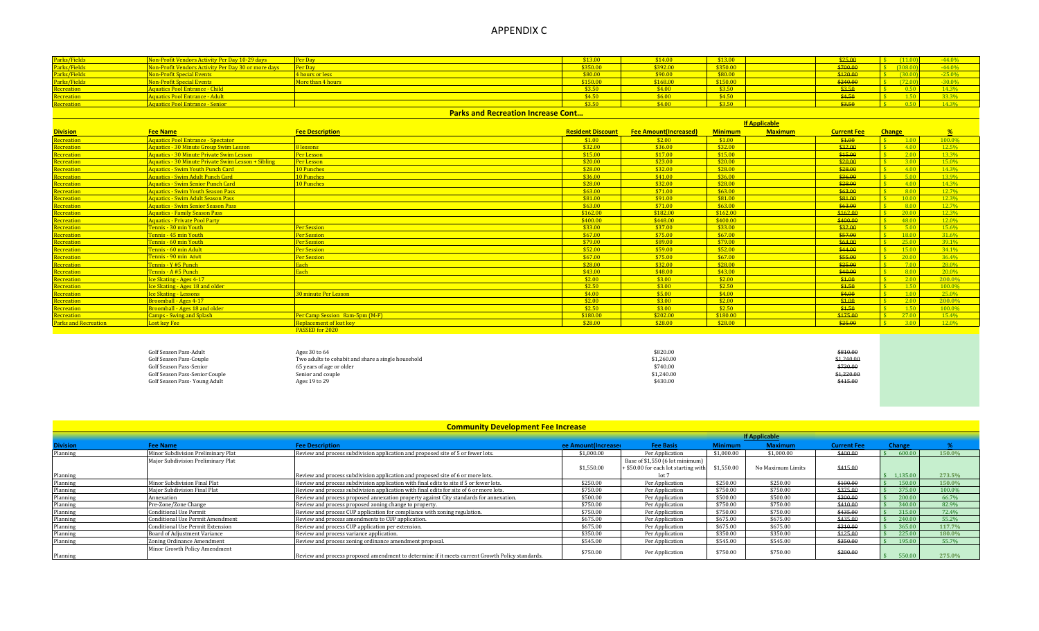# APPENDIX C

| Parks/Fields | Non-Profit Vendors Activity Per Day 10-29 days | Per Day | $13.00 | $14.00 | $13.00 | | ~~$25.00~~ | $ (11.00) | -44.0% |
|---|---|---|---|---|---|---|---|---|---|
| Parks/Fields | Non-Profit Vendors Activity Per Day 30 or more days | Per Day | $350.00 | $392.00 | $350.00 | | ~~$700.00~~ | $ (308.00) | -44.0% |
| Parks/Fields | Non-Profit Special Events | 4 hours or less | $80.00 | $90.00 | $80.00 | | ~~$120.00~~ | $ (30.00) | -25.0% |
| Parks/Fields | Non-Profit Special Events | More than 4 hours | $150.00 | $168.00 | $150.00 | | ~~$240.00~~ | $ (72.00) | -30.0% |
| Recreation | Aquatics Pool Entrance - Child | | $3.50 | $4.00 | $3.50 | | ~~$3.50~~ | $ 0.50 | 14.3% |
| Recreation | Aquatics Pool Entrance - Adult | | $4.50 | $6.00 | $4.50 | | ~~$4.50~~ | $ 1.50 | 33.3% |
| Recreation | Aquatics Pool Entrance - Senior | | $3.50 | $4.00 | $3.50 | | ~~$3.50~~ | $ 0.50 | 14.3% |

## Parks and Recreation Increase Cont...

| Division | Fee Name | Fee Description | Resident Discount | Fee Amount(Increased) | If Applicable Minimum | Maximum | Current Fee | Change | % |
|---|---|---|---|---|---|---|---|---|---|
| Recreation | Aquatics Pool Entrance - Spectator | | $1.00 | $2.00 | $1.00 | | ~~$1.00~~ | $ 1.00 | 100.0% |
| Recreation | Aquatics - 30 Minute Group Swim Lesson | 8 lessons | $32.00 | $36.00 | $32.00 | | ~~$32.00~~ | $ 4.00 | 12.5% |
| Recreation | Aquatics - 30 Minute Private Swim Lesson | Per Lesson | $15.00 | $17.00 | $15.00 | | ~~$15.00~~ | $ 2.00 | 13.3% |
| Recreation | Aquatics - 30 Minute Private Swim Lesson + Sibling | Per Lesson | $20.00 | $23.00 | $20.00 | | ~~$20.00~~ | $ 3.00 | 15.0% |
| Recreation | Aquatics - Swim Youth Punch Card | 10 Punches | $28.00 | $32.00 | $28.00 | | ~~$28.00~~ | $ 4.00 | 14.3% |
| Recreation | Aquatics - Swim Adult Punch Card | 10 Punches | $36.00 | $41.00 | $36.00 | | ~~$36.00~~ | $ 5.00 | 13.9% |
| Recreation | Aquatics - Swim Senior Punch Card | 10 Punches | $28.00 | $32.00 | $28.00 | | ~~$28.00~~ | $ 4.00 | 14.3% |
| Recreation | Aquatics - Swim Youth Season Pass | | $63.00 | $71.00 | $63.00 | | ~~$63.00~~ | $ 8.00 | 12.7% |
| Recreation | Aquatics - Swim Adult Season Pass | | $81.00 | $91.00 | $81.00 | | ~~$81.00~~ | $ 10.00 | 12.3% |
| Recreation | Aquatics - Swim Senior Season Pass | | $63.00 | $71.00 | $63.00 | | ~~$63.00~~ | $ 8.00 | 12.7% |
| Recreation | Aquatics - Family Season Pass | | $162.00 | $182.00 | $162.00 | | ~~$162.00~~ | $ 20.00 | 12.3% |
| Recreation | Aquatics - Private Pool Party | | $400.00 | $448.00 | $400.00 | | ~~$400.00~~ | $ 48.00 | 12.0% |
| Recreation | Tennis - 30 min Youth | Per Session | $33.00 | $37.00 | $33.00 | | ~~$32.00~~ | $ 5.00 | 15.6% |
| Recreation | Tennis - 45 min Youth | Per Session | $67.00 | $75.00 | $67.00 | | ~~$57.00~~ | $ 18.00 | 31.6% |
| Recreation | Tennis - 60 min Youth | Per Session | $79.00 | $89.00 | $79.00 | | ~~$64.00~~ | $ 25.00 | 39.1% |
| Recreation | Tennis - 60 min Adult | Per Session | $52.00 | $59.00 | $52.00 | | ~~$44.00~~ | $ 15.00 | 34.1% |
| Recreation | Tennis - 90 min Adult | Per Session | $67.00 | $75.00 | $67.00 | | ~~$55.00~~ | $ 20.00 | 36.4% |
| Recreation | Tennis - Y #5 Punch | Each | $28.00 | $32.00 | $28.00 | | ~~$25.00~~ | $ 7.00 | 28.0% |
| Recreation | Tennis - A #5 Punch | Each | $43.00 | $48.00 | $43.00 | | ~~$40.00~~ | $ 8.00 | 20.0% |
| Recreation | Ice Skating - Ages 4-17 | | $2.00 | $3.00 | $2.00 | | ~~$1.00~~ | $ 2.00 | 200.0% |
| Recreation | Ice Skating - Ages 18 and older | | $2.50 | $3.00 | $2.50 | | ~~$1.50~~ | $ 1.50 | 100.0% |
| Recreation | Ice Skating - Lessons | 30 minute Per Lesson | $4.00 | $5.00 | $4.00 | | ~~$4.00~~ | $ 1.00 | 25.0% |
| Recreation | Broomball - Ages 4-17 | | $2.00 | $3.00 | $2.00 | | ~~$1.00~~ | $ 2.00 | 200.0% |
| Recreation | Broomball - Ages 18 and older | | $2.50 | $3.00 | $2.50 | | ~~$1.50~~ | $ 1.50 | 100.0% |
| Recreation | Camps - Swing and Splash | Per Camp Session 8am-5pm (M-F) | $180.00 | $202.00 | $180.00 | | ~~$175.00~~ | $ 27.00 | 15.4% |
| Parks and Recreation | Lost key Fee | Replacement of lost key | $28.00 | $28.00 | $28.00 | | ~~$25.00~~ | $ 3.00 | 12.0% |
| | | PASSED for 2020 | | | | | | | |

| Fee Name | Fee Description | Fee Amount | Current Fee |
|---|---|---|---|
| Golf Season Pass-Adult | Ages 30 to 64 | $820.00 | ~~$810.00~~ |
| Golf Season Pass-Couple | Two adults to cohabit and share a single household | $1,260.00 | ~~$1,240.00~~ |
| Golf Season Pass-Senior | 65 years of age or older | $740.00 | ~~$730.00~~ |
| Golf Season Pass-Senior Couple | Senior and couple | $1,240.00 | ~~$1,220.00~~ |
| Golf Season Pass- Young Adult | Ages 19 to 29 | $430.00 | ~~$415.00~~ |

## Community Development Fee Increase

| Division | Fee Name | Fee Description | Fee Amount(Increase) | Fee Basis | If Applicable Minimum | Maximum | Current Fee | Change | % |
|---|---|---|---|---|---|---|---|---|---|
| Planning | Minor Subdivision Preliminary Plat | Review and process subdivision application and proposed site of 5 or fewer lots. | $1,000.00 | Per Application | $1,000.00 | $1,000.00 | ~~$400.00~~ | $ 600.00 | 150.0% |
| Planning | Major Subdivision Preliminary Plat | Review and process subdivision application and proposed site of 6 or more lots. | $1,550.00 | Base of $1,550 (6 lot minimum) + $50.00 for each lot starting with lot 7 | $1,550.00 | No Maximum Limits | ~~$415.00~~ | $ 1,135.00 | 273.5% |
| Planning | Minor Subdivision Final Plat | Review and process subdivision application with final edits for site if 5 or fewer lots. | $250.00 | Per Application | $250.00 | $250.00 | ~~$100.00~~ | $ 150.00 | 150.0% |
| Planning | Major Subdivision Final Plat | Review and process subdivision application with final edits for site of 6 or more lots. | $750.00 | Per Application | $750.00 | $750.00 | ~~$375.00~~ | $ 375.00 | 100.0% |
| Planning | Annexation | Review and process proposed annexation property against City standards for annexation. | $500.00 | Per Application | $500.00 | $500.00 | ~~$300.00~~ | $ 200.00 | 66.7% |
| Planning | Pre-Zone/Zone Change | Review and process proposed zoning change to property. | $750.00 | Per Application | $750.00 | $750.00 | ~~$410.00~~ | $ 340.00 | 82.9% |
| Planning | Conditional Use Permit | Review and process CUP application for compliance with zoning regulation. | $750.00 | Per Application | $750.00 | $750.00 | ~~$435.00~~ | $ 315.00 | 72.4% |
| Planning | Conditional Use Permit Amendment | Review and process amendments to CUP application. | $675.00 | Per Application | $675.00 | $675.00 | ~~$435.00~~ | $ 240.00 | 55.2% |
| Planning | Conditional Use Permit Extension | Review and process CUP application per extension. | $675.00 | Per Application | $675.00 | $675.00 | ~~$310.00~~ | $ 365.00 | 117.7% |
| Planning | Board of Adjustment Variance | Review and process variance application. | $350.00 | Per Application | $350.00 | $350.00 | ~~$125.00~~ | $ 225.00 | 180.0% |
| Planning | Zoning Ordinance Amendment | Review and process zoning ordinance amendment proposal. | $545.00 | Per Application | $545.00 | $545.00 | ~~$350.00~~ | $ 195.00 | 55.7% |
| Planning | Minor Growth Policy Amendment | Review and process proposed amendment to determine if it meets current Growth Policy standards. | $750.00 | Per Application | $750.00 | $750.00 | ~~$200.00~~ | $ 550.00 | 275.0% |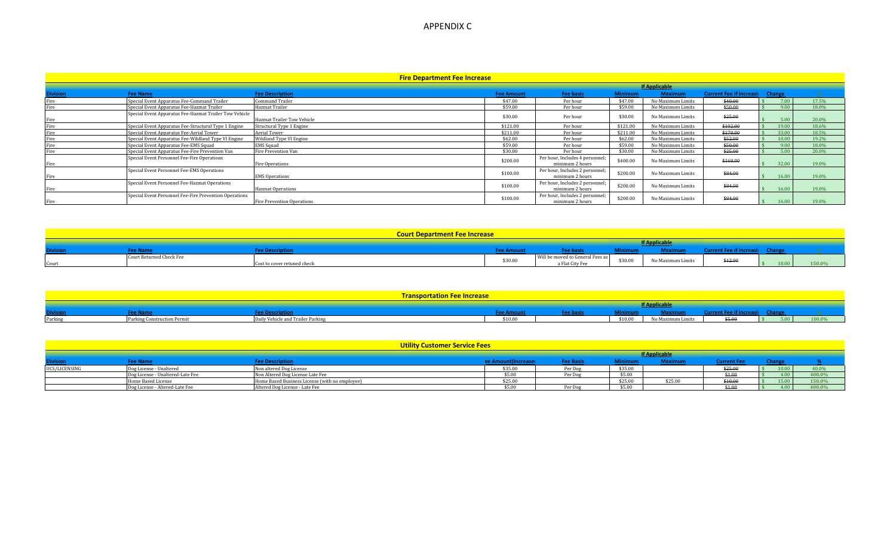# APPENDIX C

## Fire Department Fee Increase

| Division | Fee Name | Fee Description | Fee Amount | Fee basis | If Applicable Minimum | Maximum | Current Fee if increasi | Change | % |
|---|---|---|---|---|---|---|---|---|---|
| Fire | Special Event Apparatus Fee-Command Trailer | Command Trailer | $47.00 | Per hour | $47.00 | No Maximum Limits | ~~$40.00~~ | $ 7.00 | 17.5% |
| Fire | Special Event Apparatus Fee-Hazmat Trailer | Hazmat Trailer | $59.00 | Per hour | $59.00 | No Maximum Limits | ~~$50.00~~ | $ 9.00 | 18.0% |
| Fire | Special Event Apparatus Fee-Hazmat Trailer Tow Vehicle | Hazmat Trailer Tow Vehicle | $30.00 | Per hour | $30.00 | No Maximum Limits | ~~$25.00~~ | $ 5.00 | 20.0% |
| Fire | Special Event Apparatus Fee-Structural Type 1 Engine | Structural Type 1 Engine | $121.00 | Per hour | $121.00 | No Maximum Limits | ~~$102.00~~ | $ 19.00 | 18.6% |
| Fire | Special Event Apparatus Fee-Aerial Tower | Aerial Tower | $211.00 | Per hour | $211.00 | No Maximum Limits | ~~$178.00~~ | $ 33.00 | 18.5% |
| Fire | Special Event Apparatus Fee-Wildland Type VI Engine | Wildland Type VI Engine | $62.00 | Per hour | $62.00 | No Maximum Limits | ~~$52.00~~ | $ 10.00 | 19.2% |
| Fire | Special Event Apparatus Fee-EMS Squad | EMS Squad | $59.00 | Per hour | $59.00 | No Maximum Limits | ~~$50.00~~ | $ 9.00 | 18.0% |
| Fire | Special Event Apparatus Fee-Fire Prevention Van | Fire Prevention Van | $30.00 | Per hour | $30.00 | No Maximum Limits | ~~$25.00~~ | $ 5.00 | 20.0% |
| Fire | Special Event Personnel Fee-Fire Operations | Fire Operations | $200.00 | Per hour, Includes 4 personnel; minimum 2 hours | $400.00 | No Maximum Limits | ~~$168.00~~ | $ 32.00 | 19.0% |
| Fire | Special Event Personnel Fee-EMS Operations | EMS Operations | $100.00 | Per hour, Includes 2 personnel; minimum 2 hours | $200.00 | No Maximum Limits | ~~$84.00~~ | $ 16.00 | 19.0% |
| Fire | Special Event Personnel Fee-Hazmat Operations | Hazmat Operations | $100.00 | Per hour, Includes 2 personnel; minimum 2 hours | $200.00 | No Maximum Limits | ~~$84.00~~ | $ 16.00 | 19.0% |
| Fire | Special Event Personnel Fee-Fire Prevention Operations | Fire Prevention Operations | $100.00 | Per hour, Includes 2 personnel; minimum 2 hours | $200.00 | No Maximum Limits | ~~$84.00~~ | $ 16.00 | 19.0% |

## Court Department Fee Increase

| Division | Fee Name | Fee Description | Fee Amount | Fee basis | If Applicable Minimum | Maximum | Current Fee if increasi | Change | % |
|---|---|---|---|---|---|---|---|---|---|
| Court | Court Returned Check Fee | Cost to cover retuned check | $30.00 | Will be moved to General Fees as a Flat City Fee | $30.00 | No Maximum Limits | ~~$12.00~~ | $ 18.00 | 150.0% |

## Transportation Fee Increase

| Division | Fee Name | Fee Description | Fee Amount | Fee basis | If Applicable Minimum | Maximum | Current Fee if increasi | Change | % |
|---|---|---|---|---|---|---|---|---|---|
| Parking | Parking Construction Permit | Daily Vehicle and Trailer Parking | $10.00 | | $10.00 | No Maximum Limits | ~~$5.00~~ | $ 5.00 | 100.0% |

## Utility Customer Service Fees

| Division | Fee Name | Fee Description | ee Amount(Increase | Fee Basis | If Applicable Minimum | Maximum | Current Fee | Change | % |
|---|---|---|---|---|---|---|---|---|---|
| UCS/LICENSING | Dog License - Unaltered | Non altered Dog License | $35.00 | Per Dog | $35.00 | | ~~$25.00~~ | $ 10.00 | 40.0% |
| | Dog License - Unaltered-Late Fee | Non Altered Dog License Late Fee | $5.00 | Per Dog | $5.00 | | ~~$1.00~~ | $ 4.00 | 400.0% |
| | Home Based License | Home Based Business License (with no employee) | $25.00 | | $25.00 | $25.00 | ~~$10.00~~ | $ 15.00 | 150.0% |
| | Dog License - Altered-Late Fee | Altered Dog License - Late Fee | $5.00 | Per Dog | $5.00 | | ~~$1.00~~ | $ 4.00 | 400.0% |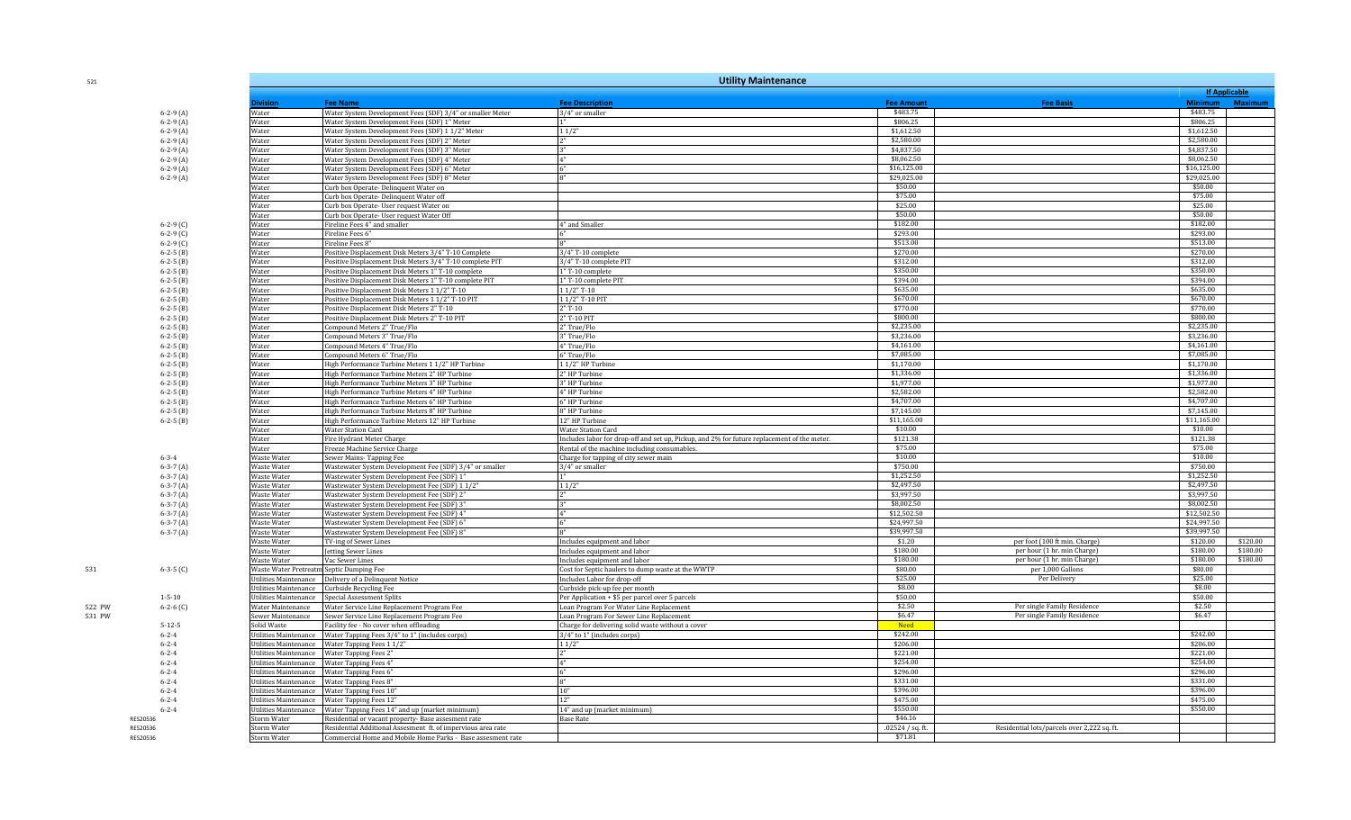521

## Utility Maintenance

| | Code | Division | Fee Name | Fee Description | Fee Amount | Fee Basis | If Applicable | |
|---|---|---|---|---|---|---|---|---|
| | | | | | | | Minimum | Maximum |
| | 6-2-9 (A) | Water | Water System Development Fees (SDF) 3/4" or smaller Meter | 3/4" or smaller | $483.75 | | $483.75 | |
| | 6-2-9 (A) | Water | Water System Development Fees (SDF) 1" Meter | 1" | $806.25 | | $806.25 | |
| | 6-2-9 (A) | Water | Water System Development Fees (SDF) 1 1/2" Meter | 1 1/2" | $1,612.50 | | $1,612.50 | |
| | 6-2-9 (A) | Water | Water System Development Fees (SDF) 2" Meter | 2" | $2,580.00 | | $2,580.00 | |
| | 6-2-9 (A) | Water | Water System Development Fees (SDF) 3" Meter | 3" | $4,837.50 | | $4,837.50 | |
| | 6-2-9 (A) | Water | Water System Development Fees (SDF) 4" Meter | 4" | $8,062.50 | | $8,062.50 | |
| | 6-2-9 (A) | Water | Water System Development Fees (SDF) 6" Meter | 6" | $16,125.00 | | $16,125.00 | |
| | 6-2-9 (A) | Water | Water System Development Fees (SDF) 8" Meter | 8" | $29,025.00 | | $29,025.00 | |
| | | Water | Curb box Operate- Delinquent Water on | | $50.00 | | $50.00 | |
| | | Water | Curb box Operate- Delinquent Water off | | $75.00 | | $75.00 | |
| | | Water | Curb box Operate- User request Water on | | $25.00 | | $25.00 | |
| | | Water | Curb box Operate- User request Water Off | | $50.00 | | $50.00 | |
| | 6-2-9 (C) | Water | Fireline Fees 4" and smaller | 4" and Smaller | $182.00 | | $182.00 | |
| | 6-2-9 (C) | Water | Fireline Fees 6" | 6" | $293.00 | | $293.00 | |
| | 6-2-9 (C) | Water | Fireline Fees 8" | 8" | $513.00 | | $513.00 | |
| | 6-2-5 (B) | Water | Positive Displacement Disk Meters 3/4" T-10 Complete | 3/4" T-10 complete | $270.00 | | $270.00 | |
| | 6-2-5 (B) | Water | Positive Displacement Disk Meters 3/4" T-10 complete PIT | 3/4" T-10 complete PIT | $312.00 | | $312.00 | |
| | 6-2-5 (B) | Water | Positive Displacement Disk Meters 1" T-10 complete | 1" T-10 complete | $350.00 | | $350.00 | |
| | 6-2-5 (B) | Water | Positive Displacement Disk Meters 1" T-10 complete PIT | 1" T-10 complete PIT | $394.00 | | $394.00 | |
| | 6-2-5 (B) | Water | Positive Displacement Disk Meters 1 1/2" T-10 | 1 1/2" T-10 | $635.00 | | $635.00 | |
| | 6-2-5 (B) | Water | Positive Displacement Disk Meters 1 1/2" T-10 PIT | 1 1/2" T-10 PIT | $670.00 | | $670.00 | |
| | 6-2-5 (B) | Water | Positive Displacement Disk Meters 2" T-10 | 2" T-10 | $770.00 | | $770.00 | |
| | 6-2-5 (B) | Water | Positive Displacement Disk Meters 2" T-10 PIT | 2" T-10 PIT | $800.00 | | $800.00 | |
| | 6-2-5 (B) | Water | Compound Meters 2" True/Flo | 2" True/Flo | $2,235.00 | | $2,235.00 | |
| | 6-2-5 (B) | Water | Compound Meters 3" True/Flo | 3" True/Flo | $3,236.00 | | $3,236.00 | |
| | 6-2-5 (B) | Water | Compound Meters 4" True/Flo | 4" True/Flo | $4,161.00 | | $4,161.00 | |
| | 6-2-5 (B) | Water | Compound Meters 6" True/Flo | 6" True/Flo | $7,085.00 | | $7,085.00 | |
| | 6-2-5 (B) | Water | High Performance Turbine Meters 1 1/2" HP Turbine | 1 1/2" HP Turbine | $1,170.00 | | $1,170.00 | |
| | 6-2-5 (B) | Water | High Performance Turbine Meters 2" HP Turbine | 2" HP Turbine | $1,336.00 | | $1,336.00 | |
| | 6-2-5 (B) | Water | High Performance Turbine Meters 3" HP Turbine | 3" HP Turbine | $1,977.00 | | $1,977.00 | |
| | 6-2-5 (B) | Water | High Performance Turbine Meters 4" HP Turbine | 4" HP Turbine | $2,582.00 | | $2,582.00 | |
| | 6-2-5 (B) | Water | High Performance Turbine Meters 6" HP Turbine | 6" HP Turbine | $4,707.00 | | $4,707.00 | |
| | 6-2-5 (B) | Water | High Performance Turbine Meters 8" HP Turbine | 8" HP Turbine | $7,145.00 | | $7,145.00 | |
| | 6-2-5 (B) | Water | High Performance Turbine Meters 12" HP Turbine | 12" HP Turbine | $11,165.00 | | $11,165.00 | |
| | | Water | Water Station Card | Water Station Card | $10.00 | | $10.00 | |
| | | Water | Fire Hydrant Meter Charge | Includes labor for drop-off and set up, Pickup, and 2% for future replacement of the meter. | $121.38 | | $121.38 | |
| | | Water | Freeze Machine Service Charge | Rental of the machine including consumables. | $75.00 | | $75.00 | |
| | 6-3-4 | Waste Water | Sewer Mains- Tapping Fee | Charge for tapping of city sewer main | $10.00 | | $10.00 | |
| | 6-3-7 (A) | Waste Water | Wastewater System Development Fee (SDF) 3/4" or smaller | 3/4" or smaller | $750.00 | | $750.00 | |
| | 6-3-7 (A) | Waste Water | Wastewater System Development Fee (SDF) 1" | 1" | $1,252.50 | | $1,252.50 | |
| | 6-3-7 (A) | Waste Water | Wastewater System Development Fee (SDF) 1 1/2" | 1 1/2" | $2,497.50 | | $2,497.50 | |
| | 6-3-7 (A) | Waste Water | Wastewater System Development Fee (SDF) 2" | 2" | $3,997.50 | | $3,997.50 | |
| | 6-3-7 (A) | Waste Water | Wastewater System Development Fee (SDF) 3" | 3" | $8,002.50 | | $8,002.50 | |
| | 6-3-7 (A) | Waste Water | Wastewater System Development Fee (SDF) 4" | 4" | $12,502.50 | | $12,502.50 | |
| | 6-3-7 (A) | Waste Water | Wastewater System Development Fee (SDF) 6" | 6" | $24,997.50 | | $24,997.50 | |
| | 6-3-7 (A) | Waste Water | Wastewater System Development Fee (SDF) 8" | 8" | $39,997.50 | | $39,997.50 | |
| | | Waste Water | TV-ing of Sewer Lines | Includes equipment and labor | $1.20 | per foot (100 ft min. Charge) | $120.00 | $120.00 |
| | | Waste Water | Jetting Sewer Lines | Includes equipment and labor | $180.00 | per hour (1 hr. min Charge) | $180.00 | $180.00 |
| | | Waste Water | Vac Sewer Lines | Includes equipment and labor | $180.00 | per hour (1 hr. min Charge) | $180.00 | $180.00 |
| 531 | 6-3-5 (C) | Waste Water Pretreatm | Septic Dumping Fee | Cost for Septic haulers to dump waste at the WWTP | $80.00 | per 1,000 Gallons | $80.00 | |
| | | Utilities Maintenance | Delivery of a Delinquent Notice | Includes Labor for drop-off | $25.00 | Per Delivery | $25.00 | |
| | | Utilities Maintenance | Curbside Recycling Fee | Curbside pick-up fee per month | $8.00 | | $8.00 | |
| | 1-5-10 | Utilities Maintenance | Special Assessment Splits | Per Application + $5 per parcel over 5 parcels | $50.00 | | $50.00 | |
| 522 PW | 6-2-6 (C) | Water Maintenance | Water Service Line Replacement Program Fee | Loan Program For Water Line Replacement | $2.50 | Per single Family Residence | $2.50 | |
| 531 PW | | Sewer Maintenance | Sewer Service Line Replacement Program Fee | Loan Program For Sewer Line Replacement | $6.47 | Per single Family Residence | $6.47 | |
| | 5-12-5 | Solid Waste | Facility fee - No cover when offloading | Charge for delivering solid waste without a cover | Need | | | |
| | 6-2-4 | Utilities Maintenance | Water Tapping Fees 3/4" to 1" (includes corps) | 3/4" to 1" (includes corps) | $242.00 | | $242.00 | |
| | 6-2-4 | Utilities Maintenance | Water Tapping Fees 1 1/2" | 1 1/2" | $206.00 | | $206.00 | |
| | 6-2-4 | Utilities Maintenance | Water Tapping Fees 2" | 2" | $221.00 | | $221.00 | |
| | 6-2-4 | Utilities Maintenance | Water Tapping Fees 4" | 4" | $254.00 | | $254.00 | |
| | 6-2-4 | Utilities Maintenance | Water Tapping Fees 6" | 6" | $296.00 | | $296.00 | |
| | 6-2-4 | Utilities Maintenance | Water Tapping Fees 8" | 8" | $331.00 | | $331.00 | |
| | 6-2-4 | Utilities Maintenance | Water Tapping Fees 10" | 10" | $396.00 | | $396.00 | |
| | 6-2-4 | Utilities Maintenance | Water Tapping Fees 12" | 12" | $475.00 | | $475.00 | |
| | 6-2-4 | Utilities Maintenance | Water Tapping Fees 14" and up (market minimum) | 14" and up (market minimum) | $550.00 | | $550.00 | |
| | RES20536 | Storm Water | Residential or vacant property- Base assesment rate | Base Rate | $46.16 | | | |
| | RES20536 | Storm Water | Residential Additional Assesment ft. of impervious area rate | | .02524 / sq. ft. | Residential lots/parcels over 2,222 sq. ft. | | |
| | RES20536 | Storm Water | Commercial Home and Mobile Home Parks - Base assesment rate | | $71.81 | | | |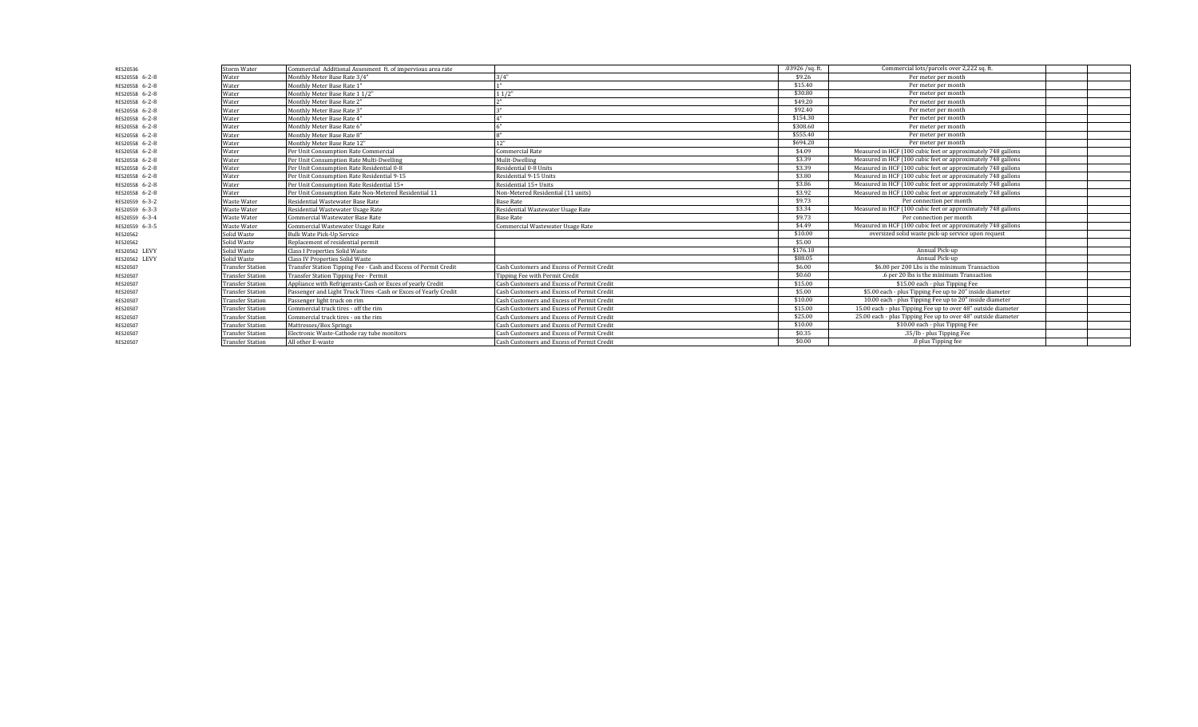| | | | | | | | |
|---|---|---|---|---|---|---|---|
| RES20536 | Storm Water | Commercial Additional Assesment ft. of impervious area rate | | .03926 /sq. ft. | Commercial lots/parcels over 2,222 sq. ft. | | |
| RES20558 6-2-8 | Water | Monthly Meter Base Rate 3/4" | 3/4" | $9.26 | Per meter per month | | |
| RES20558 6-2-8 | Water | Monthly Meter Base Rate 1" | 1" | $15.40 | Per meter per month | | |
| RES20558 6-2-8 | Water | Monthly Meter Base Rate 1 1/2" | 1 1/2" | $30.80 | Per meter per month | | |
| RES20558 6-2-8 | Water | Monthly Meter Base Rate 2" | 2" | $49.20 | Per meter per month | | |
| RES20558 6-2-8 | Water | Monthly Meter Base Rate 3" | 3" | $92.40 | Per meter per month | | |
| RES20558 6-2-8 | Water | Monthly Meter Base Rate 4" | 4" | $154.30 | Per meter per month | | |
| RES20558 6-2-8 | Water | Monthly Meter Base Rate 6" | 6" | $308.60 | Per meter per month | | |
| RES20558 6-2-8 | Water | Monthly Meter Base Rate 8" | 8" | $555.40 | Per meter per month | | |
| RES20558 6-2-8 | Water | Monthly Meter Base Rate 12" | 12" | $694.20 | Per meter per month | | |
| RES20558 6-2-8 | Water | Per Unit Consumption Rate Commercial | Commercial Rate | $4.09 | Measured in HCF (100 cubic feet or approximately 748 gallons | | |
| RES20558 6-2-8 | Water | Per Unit Consumption Rate Multi-Dwelling | Mulit-Dwelling | $3.39 | Measured in HCF (100 cubic feet or approximately 748 gallons | | |
| RES20558 6-2-8 | Water | Per Unit Consumption Rate Residential 0-8 | Residential 0-8 Units | $3.39 | Measured in HCF (100 cubic feet or approximately 748 gallons | | |
| RES20558 6-2-8 | Water | Per Unit Consumption Rate Residential 9-15 | Residential 9-15 Units | $3.80 | Measured in HCF (100 cubic feet or approximately 748 gallons | | |
| RES20558 6-2-8 | Water | Per Unit Consumption Rate Residential 15+ | Residential 15+ Units | $3.86 | Measured in HCF (100 cubic feet or approximately 748 gallons | | |
| RES20558 6-2-8 | Water | Per Unit Consumption Rate Non-Metered Residential 11 | Non-Metered Residential (11 units) | $3.92 | Measured in HCF (100 cubic feet or approximately 748 gallons | | |
| RES20559 6-3-2 | Waste Water | Residential Wastewater Base Rate | Base Rate | $9.73 | Per connection per month | | |
| RES20559 6-3-3 | Waste Water | Residential Wastewater Usage Rate | Residential Wastewater Usage Rate | $3.34 | Measured in HCF (100 cubic feet or approximately 748 gallons | | |
| RES20559 6-3-4 | Waste Water | Commercial Wastewater Base Rate | Base Rate | $9.73 | Per connection per month | | |
| RES20559 6-3-5 | Waste Water | Commercial Wastewater Usage Rate | Commercial Wastewater Usage Rate | $4.49 | Measured in HCF (100 cubic feet or approximately 748 gallons | | |
| RES20562 | Solid Waste | Bulk Wate Pick-Up Service | | $10.00 | oversized solid waste pick-up service upon request | | |
| RES20562 | Solid Waste | Replacement of residential permit | | $5.00 | | | |
| RES20562 LEVY | Solid Waste | Class I Properties Solid Waste | | $176.10 | Annual Pick-up | | |
| RES20562 LEVY | Solid Waste | Class IV Properties Solid Waste | | $88.05 | Annual Pick-up | | |
| RES20507 | Transfer Station | Transfer Station Tipping Fee - Cash and Excess of Permit Credit | Cash Customers and Excess of Permit Credit | $6.00 | $6.00 per 200 Lbs is the minimum Transaction | | |
| RES20507 | Transfer Station | Transfer Station Tipping Fee - Permit | Tipping Fee with Permit Credit | $0.60 | .6 per 20 lbs is the minimum Transaction | | |
| RES20507 | Transfer Station | Appliance with Refrigerants-Cash or Exces of yearly Credit | Cash Customers and Excess of Permit Credit | $15.00 | $15.00 each - plus Tipping Fee | | |
| RES20507 | Transfer Station | Passenger and Light Truck Tires -Cash or Exces of Yearly Credit | Cash Customers and Excess of Permit Credit | $5.00 | $5.00 each - plus Tipping Fee up to 20" inside diameter | | |
| RES20507 | Transfer Station | Passenger light truck on rim | Cash Customers and Excess of Permit Credit | $10.00 | 10.00 each - plus Tipping Fee up to 20" inside diameter | | |
| RES20507 | Transfer Station | Commercial truck tires - off the rim | Cash Customers and Excess of Permit Credit | $15.00 | 15.00 each - plus Tipping Fee up to over 48" outside diameter | | |
| RES20507 | Transfer Station | Commercial truck tires - on the rim | Cash Customers and Excess of Permit Credit | $25.00 | 25.00 each - plus Tipping Fee up to over 48" outside diameter | | |
| RES20507 | Transfer Station | Mattresses/Box Springs | Cash Customers and Excess of Permit Credit | $10.00 | $10.00 each - plus Tipping Fee | | |
| RES20507 | Transfer Station | Electronic Waste-Cathode ray tube monitors | Cash Customers and Excess of Permit Credit | $0.35 | .35/lb - plus Tipping Fee | | |
| RES20507 | Transfer Station | All other E-waste | Cash Customers and Excess of Permit Credit | $0.00 | .0 plus Tipping fee | | |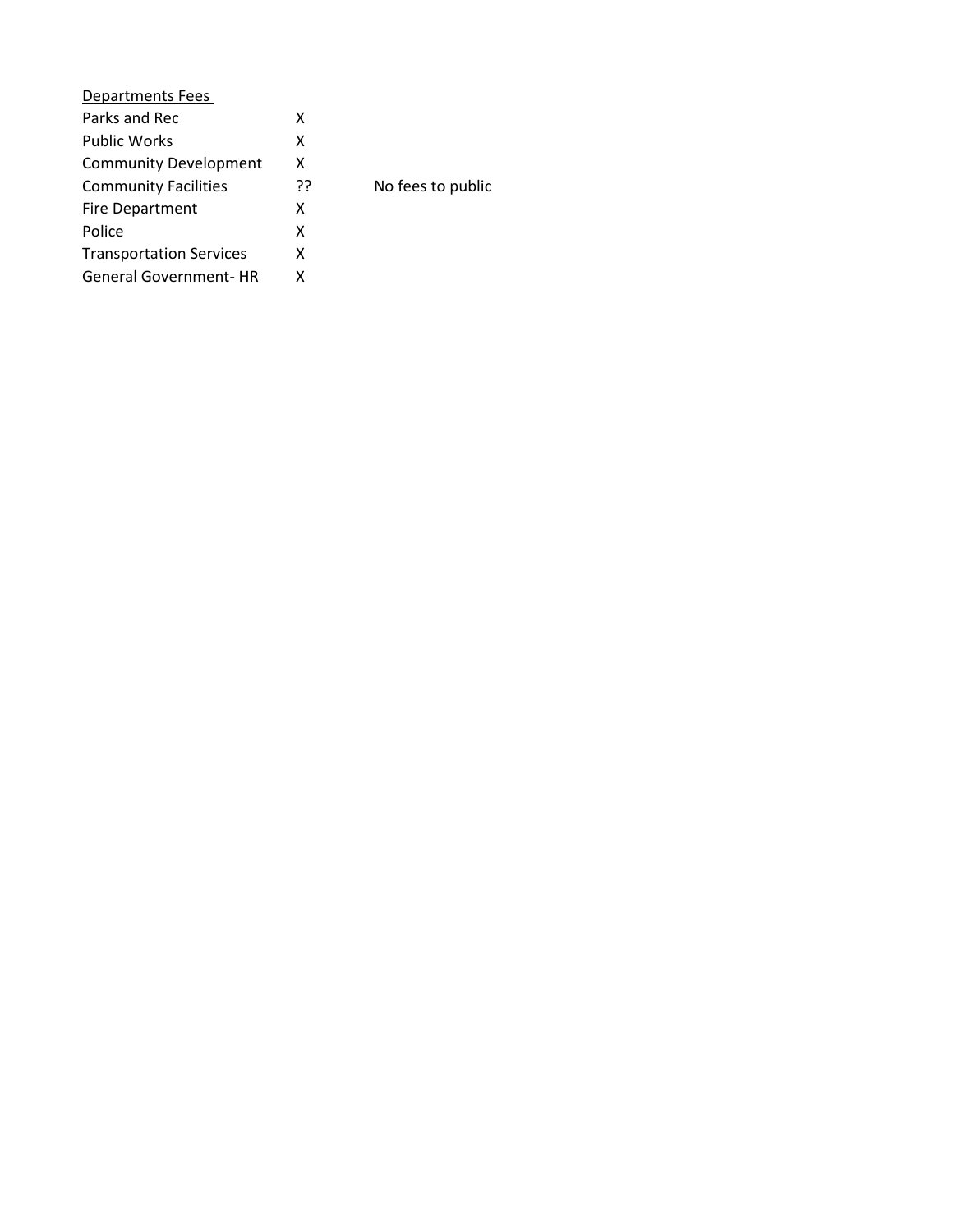| Departments Fees | | |
|---|---|---|
| Parks and Rec | X | |
| Public Works | X | |
| Community Development | X | |
| Community Facilities | ?? | No fees to public |
| Fire Department | X | |
| Police | X | |
| Transportation Services | X | |
| General Government- HR | X | |